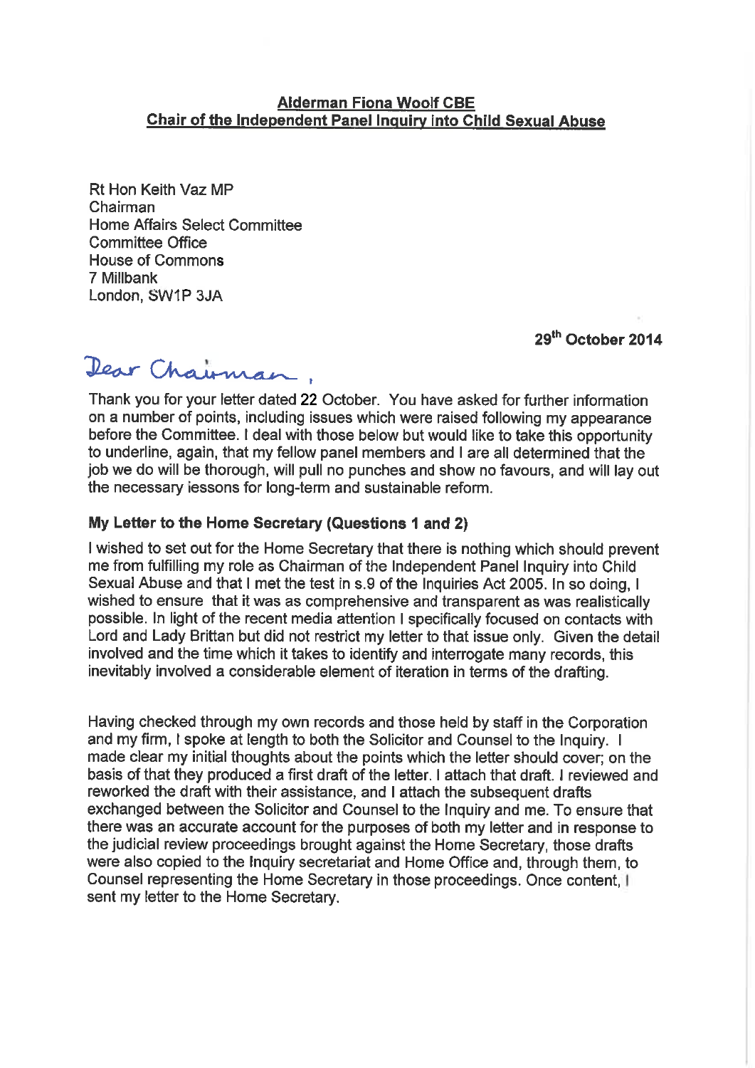**Alderman Fiona Woolf CBE**
**Chair of the Independent Panel Inquiry into Child Sexual Abuse**

Rt Hon Keith Vaz MP
Chairman
Home Affairs Select Committee
Committee Office
House of Commons
7 Millbank
London, SW1P 3JA

**29th October 2014**

Dear Chairman,

Thank you for your letter dated 22 October. You have asked for further information on a number of points, including issues which were raised following my appearance before the Committee. I deal with those below but would like to take this opportunity to underline, again, that my fellow panel members and I are all determined that the job we do will be thorough, will pull no punches and show no favours, and will lay out the necessary lessons for long-term and sustainable reform.

**My Letter to the Home Secretary (Questions 1 and 2)**

I wished to set out for the Home Secretary that there is nothing which should prevent me from fulfilling my role as Chairman of the Independent Panel Inquiry into Child Sexual Abuse and that I met the test in s.9 of the Inquiries Act 2005. In so doing, I wished to ensure that it was as comprehensive and transparent as was realistically possible. In light of the recent media attention I specifically focused on contacts with Lord and Lady Brittan but did not restrict my letter to that issue only. Given the detail involved and the time which it takes to identify and interrogate many records, this inevitably involved a considerable element of iteration in terms of the drafting.

Having checked through my own records and those held by staff in the Corporation and my firm, I spoke at length to both the Solicitor and Counsel to the Inquiry. I made clear my initial thoughts about the points which the letter should cover; on the basis of that they produced a first draft of the letter. I attach that draft. I reviewed and reworked the draft with their assistance, and I attach the subsequent drafts exchanged between the Solicitor and Counsel to the Inquiry and me. To ensure that there was an accurate account for the purposes of both my letter and in response to the judicial review proceedings brought against the Home Secretary, those drafts were also copied to the Inquiry secretariat and Home Office and, through them, to Counsel representing the Home Secretary in those proceedings. Once content, I sent my letter to the Home Secretary.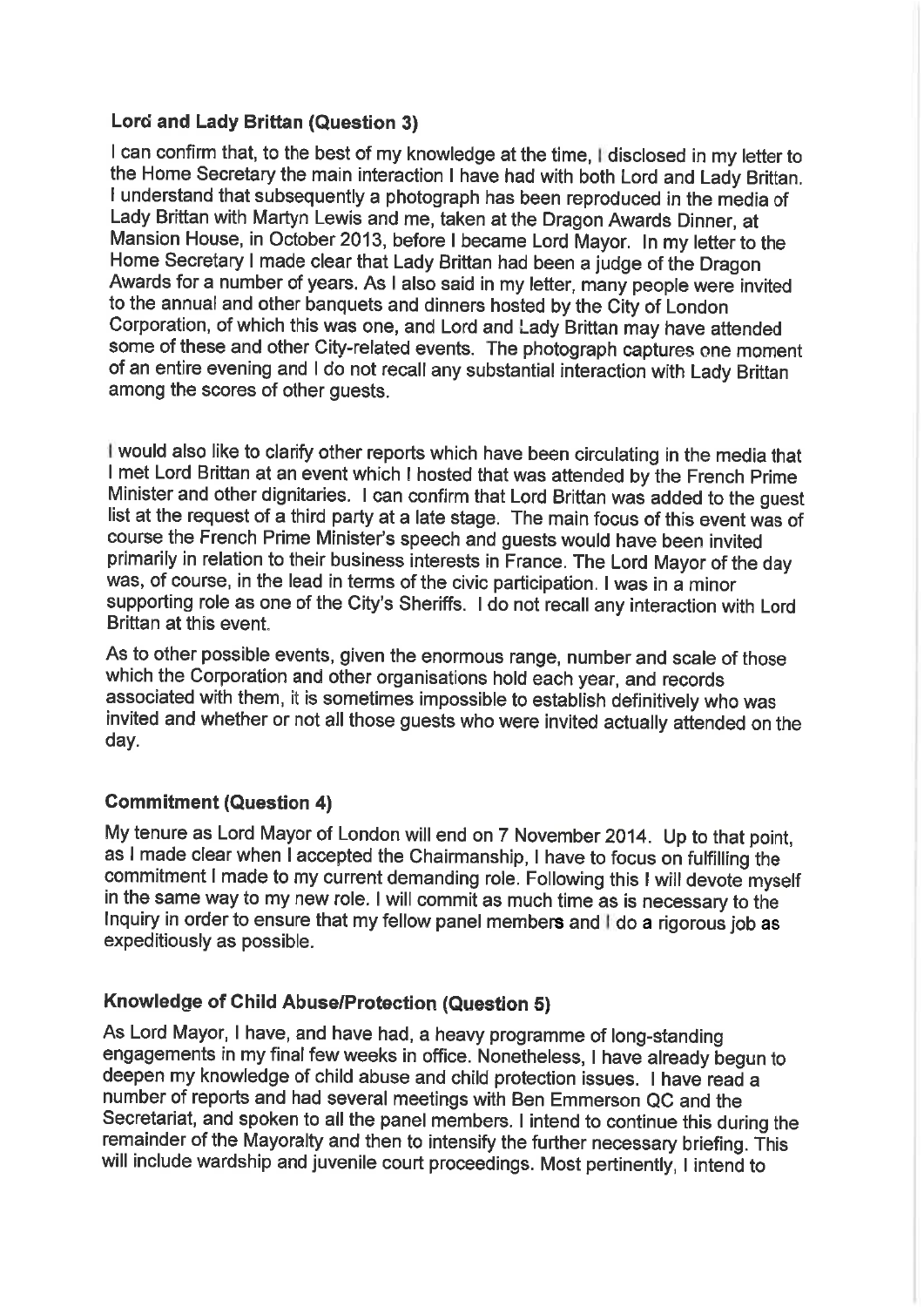### Lord and Lady Brittan (Question 3)

I can confirm that, to the best of my knowledge at the time, I disclosed in my letter to the Home Secretary the main interaction I have had with both Lord and Lady Brittan. I understand that subsequently a photograph has been reproduced in the media of Lady Brittan with Martyn Lewis and me, taken at the Dragon Awards Dinner, at Mansion House, in October 2013, before I became Lord Mayor. In my letter to the Home Secretary I made clear that Lady Brittan had been a judge of the Dragon Awards for a number of years. As I also said in my letter, many people were invited to the annual and other banquets and dinners hosted by the City of London Corporation, of which this was one, and Lord and Lady Brittan may have attended some of these and other City-related events. The photograph captures one moment of an entire evening and I do not recall any substantial interaction with Lady Brittan among the scores of other guests.

I would also like to clarify other reports which have been circulating in the media that I met Lord Brittan at an event which I hosted that was attended by the French Prime Minister and other dignitaries. I can confirm that Lord Brittan was added to the guest list at the request of a third party at a late stage. The main focus of this event was of course the French Prime Minister's speech and guests would have been invited primarily in relation to their business interests in France. The Lord Mayor of the day was, of course, in the lead in terms of the civic participation. I was in a minor supporting role as one of the City's Sheriffs. I do not recall any interaction with Lord Brittan at this event.

As to other possible events, given the enormous range, number and scale of those which the Corporation and other organisations hold each year, and records associated with them, it is sometimes impossible to establish definitively who was invited and whether or not all those guests who were invited actually attended on the day.

### Commitment (Question 4)

My tenure as Lord Mayor of London will end on 7 November 2014. Up to that point, as I made clear when I accepted the Chairmanship, I have to focus on fulfilling the commitment I made to my current demanding role. Following this I will devote myself in the same way to my new role. I will commit as much time as is necessary to the Inquiry in order to ensure that my fellow panel members and I do a rigorous job as expeditiously as possible.

### Knowledge of Child Abuse/Protection (Question 5)

As Lord Mayor, I have, and have had, a heavy programme of long-standing engagements in my final few weeks in office. Nonetheless, I have already begun to deepen my knowledge of child abuse and child protection issues. I have read a number of reports and had several meetings with Ben Emmerson QC and the Secretariat, and spoken to all the panel members. I intend to continue this during the remainder of the Mayoralty and then to intensify the further necessary briefing. This will include wardship and juvenile court proceedings. Most pertinently, I intend to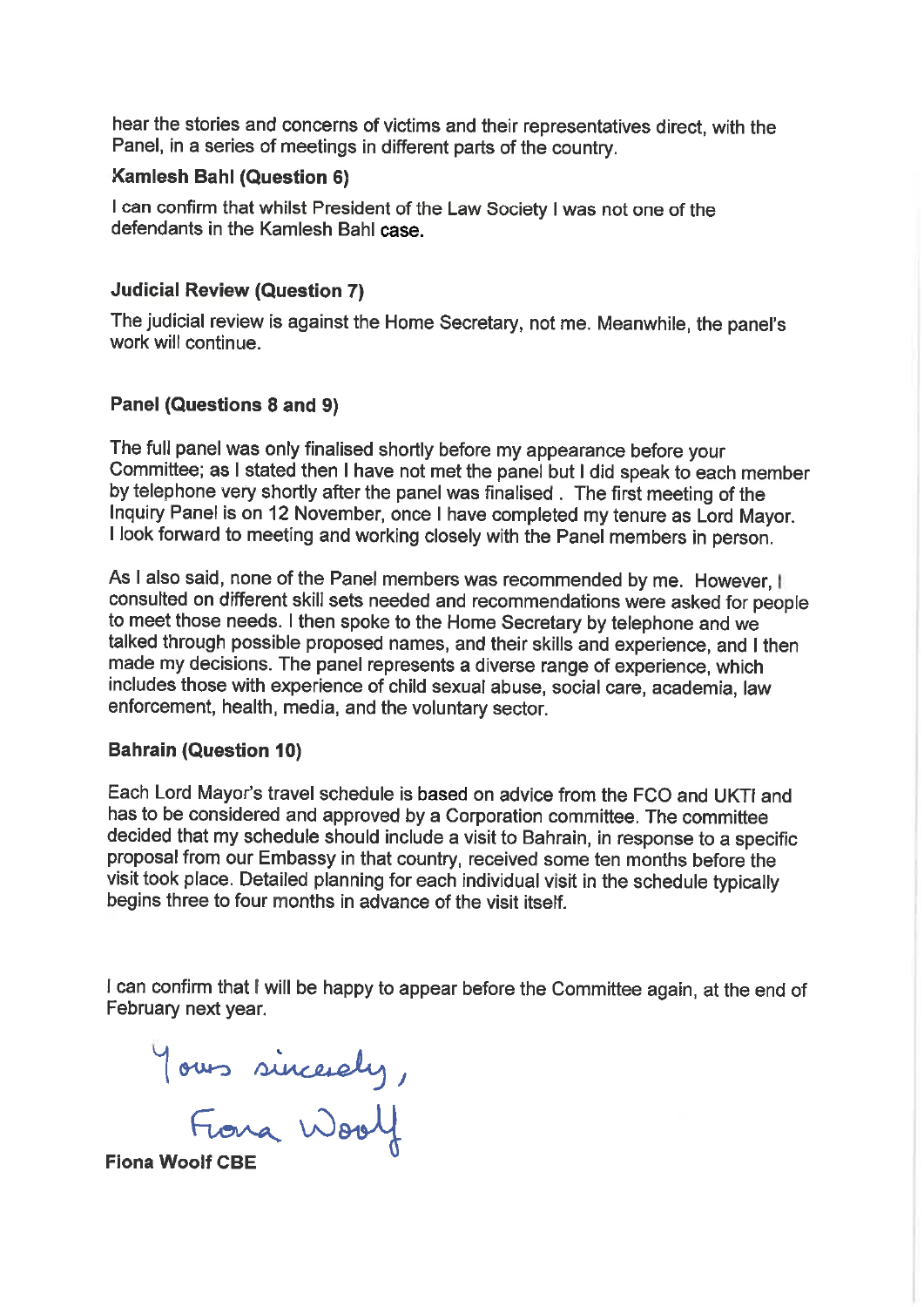hear the stories and concerns of victims and their representatives direct, with the Panel, in a series of meetings in different parts of the country.

**Kamlesh Bahl (Question 6)**

I can confirm that whilst President of the Law Society I was not one of the defendants in the Kamlesh Bahl case.

**Judicial Review (Question 7)**

The judicial review is against the Home Secretary, not me. Meanwhile, the panel's work will continue.

**Panel (Questions 8 and 9)**

The full panel was only finalised shortly before my appearance before your Committee; as I stated then I have not met the panel but I did speak to each member by telephone very shortly after the panel was finalised . The first meeting of the Inquiry Panel is on 12 November, once I have completed my tenure as Lord Mayor. I look forward to meeting and working closely with the Panel members in person.

As I also said, none of the Panel members was recommended by me. However, I consulted on different skill sets needed and recommendations were asked for people to meet those needs. I then spoke to the Home Secretary by telephone and we talked through possible proposed names, and their skills and experience, and I then made my decisions. The panel represents a diverse range of experience, which includes those with experience of child sexual abuse, social care, academia, law enforcement, health, media, and the voluntary sector.

**Bahrain (Question 10)**

Each Lord Mayor's travel schedule is based on advice from the FCO and UKTI and has to be considered and approved by a Corporation committee. The committee decided that my schedule should include a visit to Bahrain, in response to a specific proposal from our Embassy in that country, received some ten months before the visit took place. Detailed planning for each individual visit in the schedule typically begins three to four months in advance of the visit itself.

I can confirm that I will be happy to appear before the Committee again, at the end of February next year.

Yours sincerely,

Fiona Woolf

**Fiona Woolf CBE**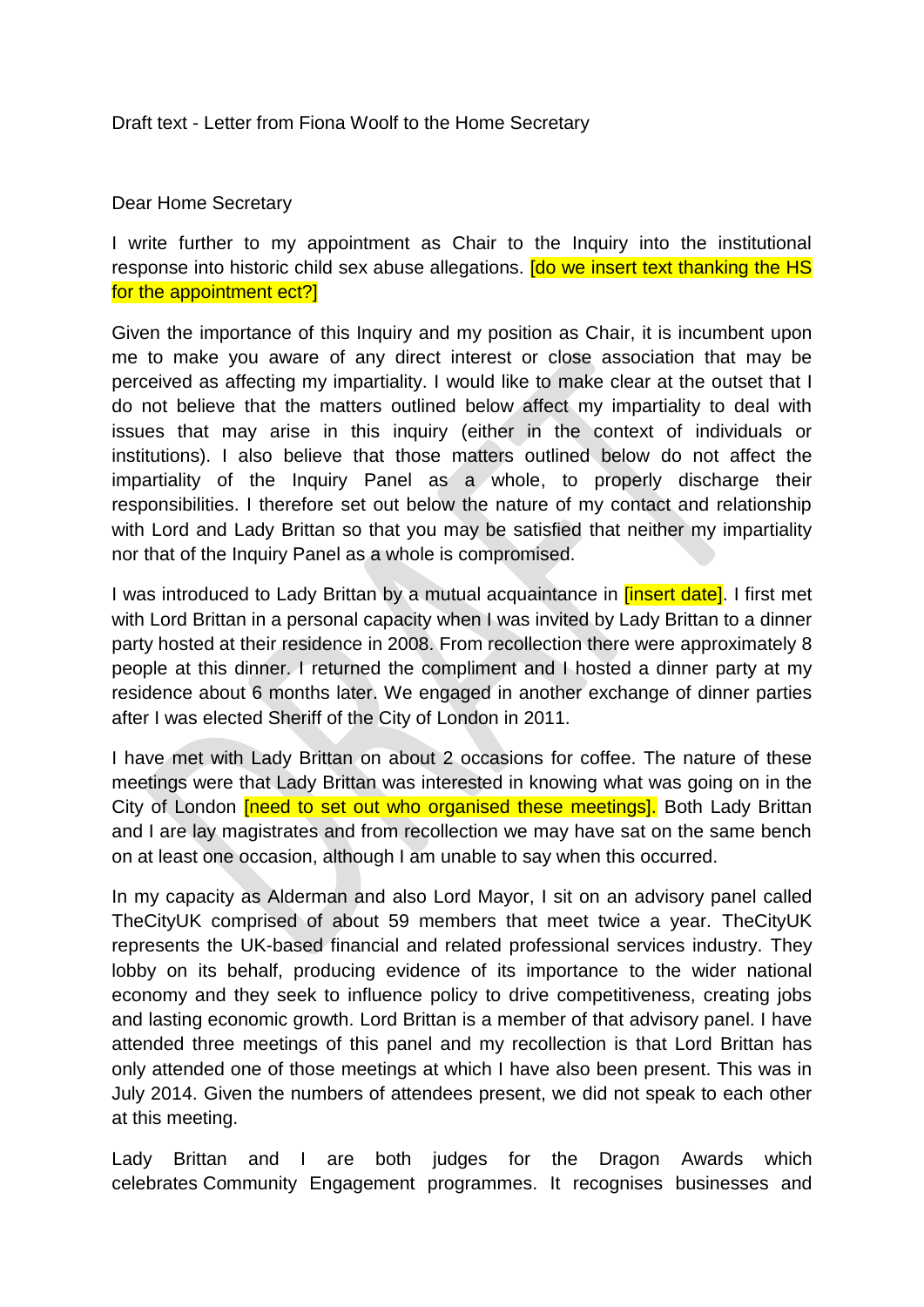Draft text - Letter from Fiona Woolf to the Home Secretary

Dear Home Secretary

I write further to my appointment as Chair to the Inquiry into the institutional response into historic child sex abuse allegations. [do we insert text thanking the HS for the appointment ect?]

Given the importance of this Inquiry and my position as Chair, it is incumbent upon me to make you aware of any direct interest or close association that may be perceived as affecting my impartiality. I would like to make clear at the outset that I do not believe that the matters outlined below affect my impartiality to deal with issues that may arise in this inquiry (either in the context of individuals or institutions). I also believe that those matters outlined below do not affect the impartiality of the Inquiry Panel as a whole, to properly discharge their responsibilities. I therefore set out below the nature of my contact and relationship with Lord and Lady Brittan so that you may be satisfied that neither my impartiality nor that of the Inquiry Panel as a whole is compromised.

I was introduced to Lady Brittan by a mutual acquaintance in [insert date]. I first met with Lord Brittan in a personal capacity when I was invited by Lady Brittan to a dinner party hosted at their residence in 2008. From recollection there were approximately 8 people at this dinner. I returned the compliment and I hosted a dinner party at my residence about 6 months later. We engaged in another exchange of dinner parties after I was elected Sheriff of the City of London in 2011.

I have met with Lady Brittan on about 2 occasions for coffee. The nature of these meetings were that Lady Brittan was interested in knowing what was going on in the City of London [need to set out who organised these meetings]. Both Lady Brittan and I are lay magistrates and from recollection we may have sat on the same bench on at least one occasion, although I am unable to say when this occurred.

In my capacity as Alderman and also Lord Mayor, I sit on an advisory panel called TheCityUK comprised of about 59 members that meet twice a year. TheCityUK represents the UK-based financial and related professional services industry. They lobby on its behalf, producing evidence of its importance to the wider national economy and they seek to influence policy to drive competitiveness, creating jobs and lasting economic growth. Lord Brittan is a member of that advisory panel. I have attended three meetings of this panel and my recollection is that Lord Brittan has only attended one of those meetings at which I have also been present. This was in July 2014. Given the numbers of attendees present, we did not speak to each other at this meeting.

Lady Brittan and I are both judges for the Dragon Awards which celebrates Community Engagement programmes. It recognises businesses and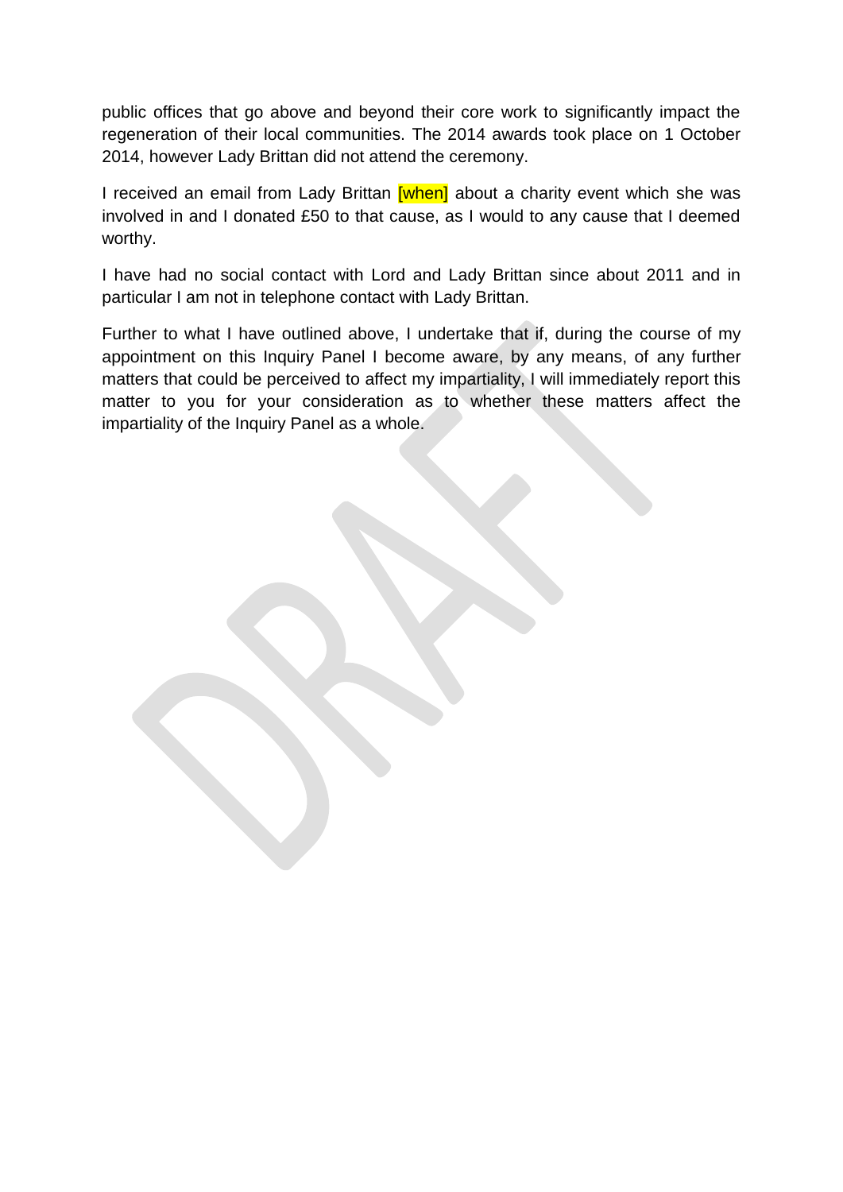public offices that go above and beyond their core work to significantly impact the regeneration of their local communities. The 2014 awards took place on 1 October 2014, however Lady Brittan did not attend the ceremony.

I received an email from Lady Brittan [when] about a charity event which she was involved in and I donated £50 to that cause, as I would to any cause that I deemed worthy.

I have had no social contact with Lord and Lady Brittan since about 2011 and in particular I am not in telephone contact with Lady Brittan.

Further to what I have outlined above, I undertake that if, during the course of my appointment on this Inquiry Panel I become aware, by any means, of any further matters that could be perceived to affect my impartiality, I will immediately report this matter to you for your consideration as to whether these matters affect the impartiality of the Inquiry Panel as a whole.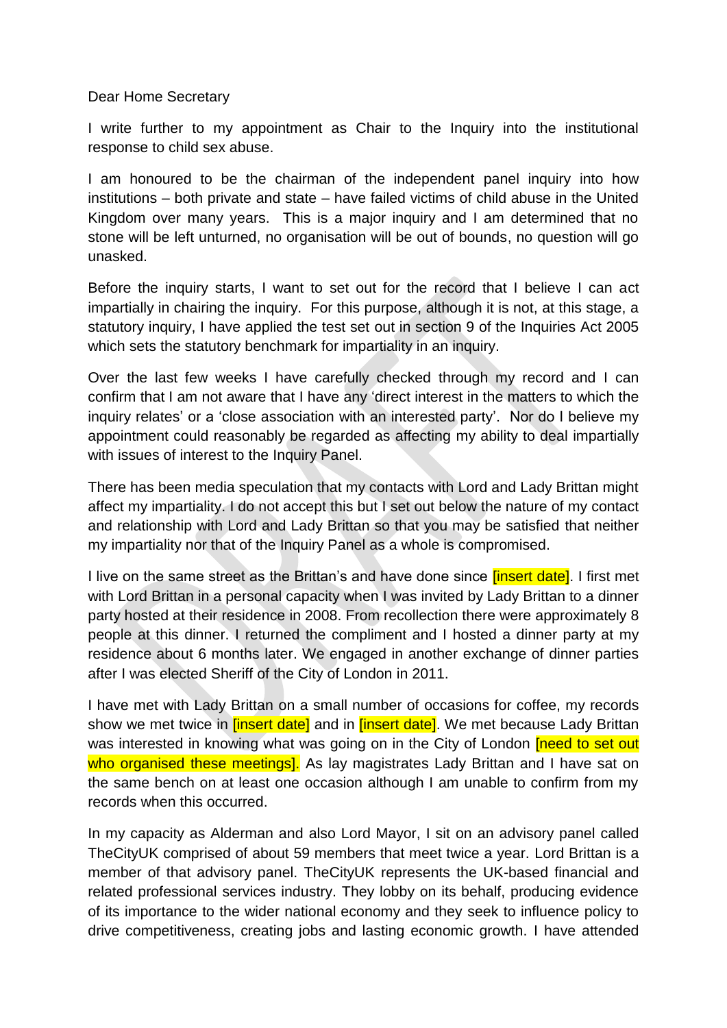Dear Home Secretary

I write further to my appointment as Chair to the Inquiry into the institutional response to child sex abuse.

I am honoured to be the chairman of the independent panel inquiry into how institutions – both private and state – have failed victims of child abuse in the United Kingdom over many years. This is a major inquiry and I am determined that no stone will be left unturned, no organisation will be out of bounds, no question will go unasked.

Before the inquiry starts, I want to set out for the record that I believe I can act impartially in chairing the inquiry. For this purpose, although it is not, at this stage, a statutory inquiry, I have applied the test set out in section 9 of the Inquiries Act 2005 which sets the statutory benchmark for impartiality in an inquiry.

Over the last few weeks I have carefully checked through my record and I can confirm that I am not aware that I have any 'direct interest in the matters to which the inquiry relates' or a 'close association with an interested party'. Nor do I believe my appointment could reasonably be regarded as affecting my ability to deal impartially with issues of interest to the Inquiry Panel.

There has been media speculation that my contacts with Lord and Lady Brittan might affect my impartiality. I do not accept this but I set out below the nature of my contact and relationship with Lord and Lady Brittan so that you may be satisfied that neither my impartiality nor that of the Inquiry Panel as a whole is compromised.

I live on the same street as the Brittan's and have done since [insert date]. I first met with Lord Brittan in a personal capacity when I was invited by Lady Brittan to a dinner party hosted at their residence in 2008. From recollection there were approximately 8 people at this dinner. I returned the compliment and I hosted a dinner party at my residence about 6 months later. We engaged in another exchange of dinner parties after I was elected Sheriff of the City of London in 2011.

I have met with Lady Brittan on a small number of occasions for coffee, my records show we met twice in [insert date] and in [insert date]. We met because Lady Brittan was interested in knowing what was going on in the City of London [need to set out who organised these meetings]. As lay magistrates Lady Brittan and I have sat on the same bench on at least one occasion although I am unable to confirm from my records when this occurred.

In my capacity as Alderman and also Lord Mayor, I sit on an advisory panel called TheCityUK comprised of about 59 members that meet twice a year. Lord Brittan is a member of that advisory panel. TheCityUK represents the UK-based financial and related professional services industry. They lobby on its behalf, producing evidence of its importance to the wider national economy and they seek to influence policy to drive competitiveness, creating jobs and lasting economic growth. I have attended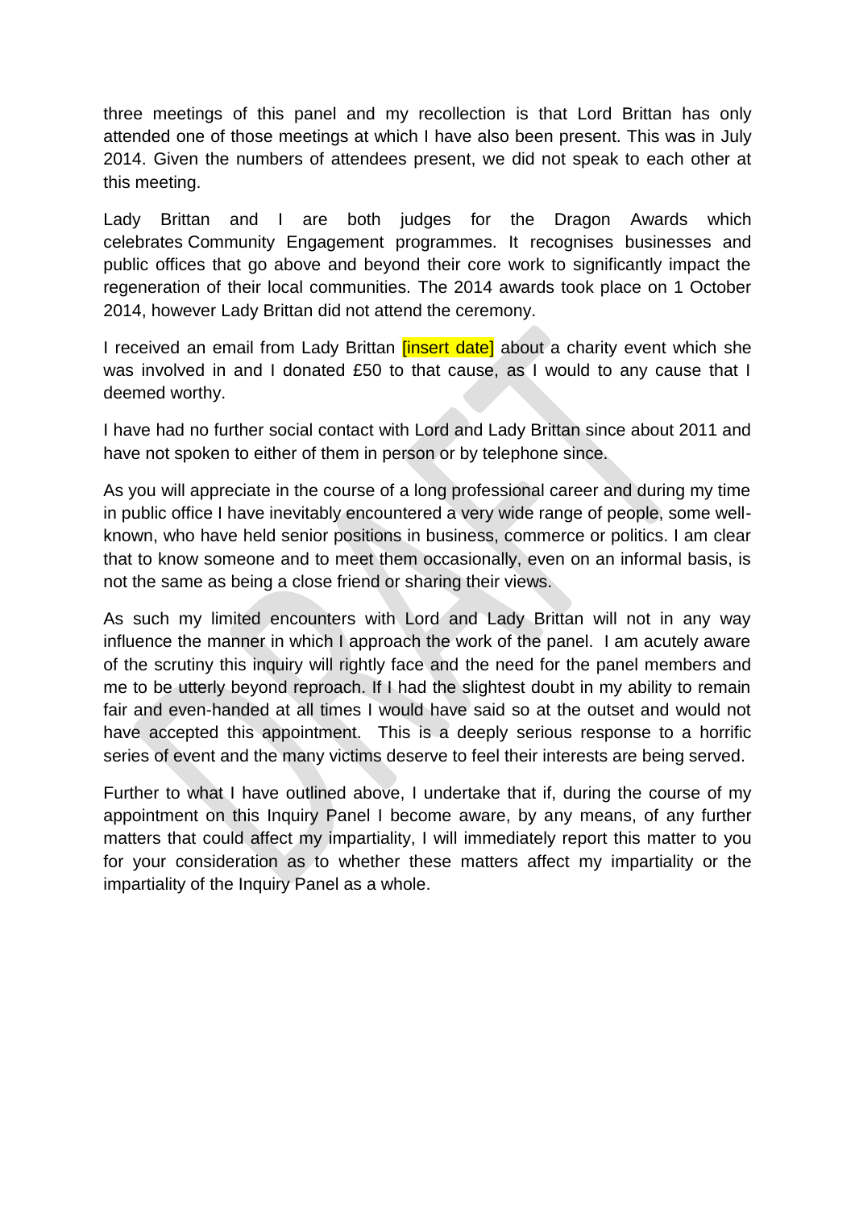three meetings of this panel and my recollection is that Lord Brittan has only attended one of those meetings at which I have also been present. This was in July 2014. Given the numbers of attendees present, we did not speak to each other at this meeting.

Lady Brittan and I are both judges for the Dragon Awards which celebrates Community Engagement programmes. It recognises businesses and public offices that go above and beyond their core work to significantly impact the regeneration of their local communities. The 2014 awards took place on 1 October 2014, however Lady Brittan did not attend the ceremony.

I received an email from Lady Brittan [insert date] about a charity event which she was involved in and I donated £50 to that cause, as I would to any cause that I deemed worthy.

I have had no further social contact with Lord and Lady Brittan since about 2011 and have not spoken to either of them in person or by telephone since.

As you will appreciate in the course of a long professional career and during my time in public office I have inevitably encountered a very wide range of people, some well-known, who have held senior positions in business, commerce or politics. I am clear that to know someone and to meet them occasionally, even on an informal basis, is not the same as being a close friend or sharing their views.

As such my limited encounters with Lord and Lady Brittan will not in any way influence the manner in which I approach the work of the panel. I am acutely aware of the scrutiny this inquiry will rightly face and the need for the panel members and me to be utterly beyond reproach. If I had the slightest doubt in my ability to remain fair and even-handed at all times I would have said so at the outset and would not have accepted this appointment. This is a deeply serious response to a horrific series of event and the many victims deserve to feel their interests are being served.

Further to what I have outlined above, I undertake that if, during the course of my appointment on this Inquiry Panel I become aware, by any means, of any further matters that could affect my impartiality, I will immediately report this matter to you for your consideration as to whether these matters affect my impartiality or the impartiality of the Inquiry Panel as a whole.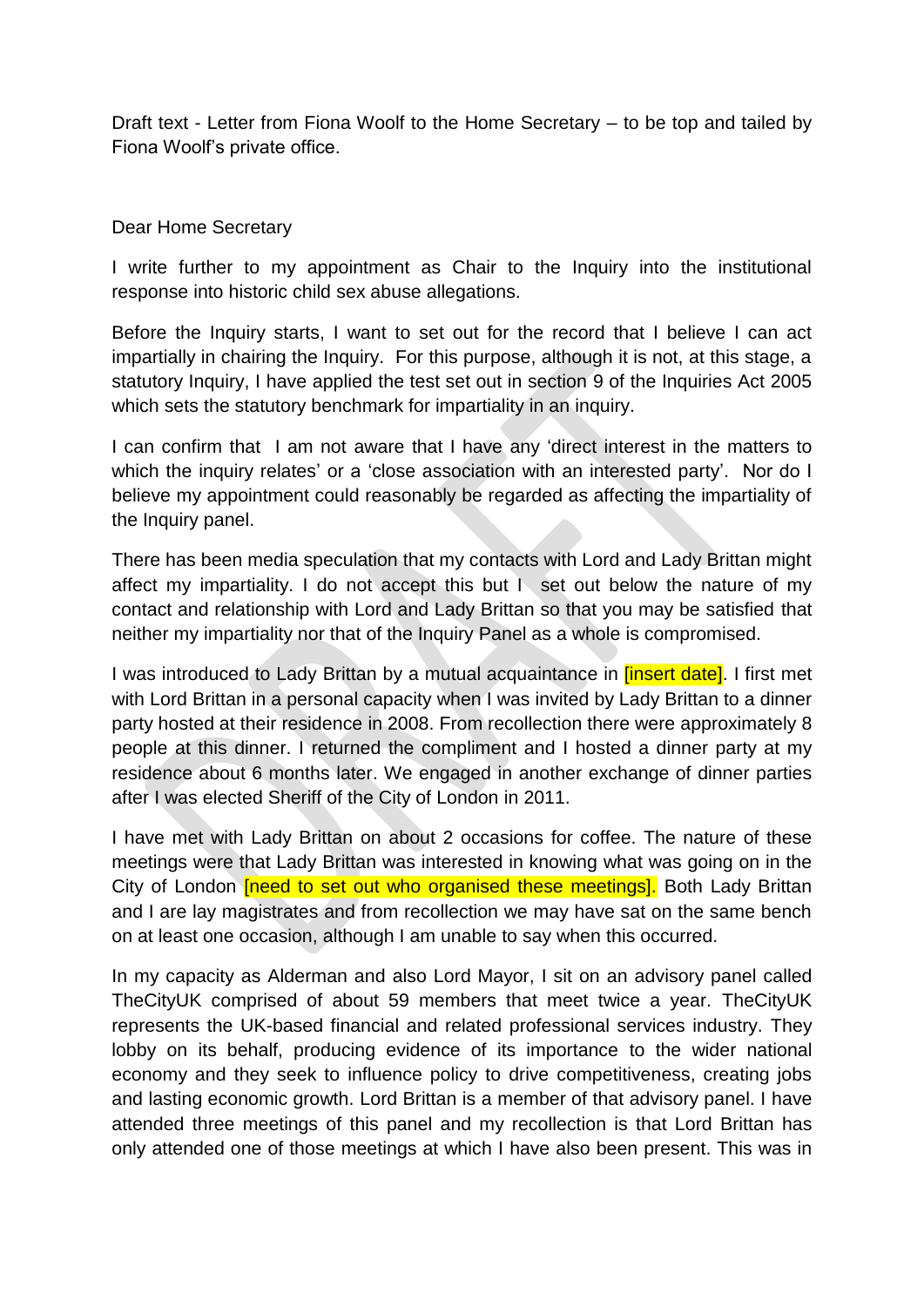Draft text - Letter from Fiona Woolf to the Home Secretary – to be top and tailed by Fiona Woolf's private office.

Dear Home Secretary

I write further to my appointment as Chair to the Inquiry into the institutional response into historic child sex abuse allegations.

Before the Inquiry starts, I want to set out for the record that I believe I can act impartially in chairing the Inquiry. For this purpose, although it is not, at this stage, a statutory Inquiry, I have applied the test set out in section 9 of the Inquiries Act 2005 which sets the statutory benchmark for impartiality in an inquiry.

I can confirm that I am not aware that I have any 'direct interest in the matters to which the inquiry relates' or a 'close association with an interested party'. Nor do I believe my appointment could reasonably be regarded as affecting the impartiality of the Inquiry panel.

There has been media speculation that my contacts with Lord and Lady Brittan might affect my impartiality. I do not accept this but I set out below the nature of my contact and relationship with Lord and Lady Brittan so that you may be satisfied that neither my impartiality nor that of the Inquiry Panel as a whole is compromised.

I was introduced to Lady Brittan by a mutual acquaintance in [insert date]. I first met with Lord Brittan in a personal capacity when I was invited by Lady Brittan to a dinner party hosted at their residence in 2008. From recollection there were approximately 8 people at this dinner. I returned the compliment and I hosted a dinner party at my residence about 6 months later. We engaged in another exchange of dinner parties after I was elected Sheriff of the City of London in 2011.

I have met with Lady Brittan on about 2 occasions for coffee. The nature of these meetings were that Lady Brittan was interested in knowing what was going on in the City of London [need to set out who organised these meetings]. Both Lady Brittan and I are lay magistrates and from recollection we may have sat on the same bench on at least one occasion, although I am unable to say when this occurred.

In my capacity as Alderman and also Lord Mayor, I sit on an advisory panel called TheCityUK comprised of about 59 members that meet twice a year. TheCityUK represents the UK-based financial and related professional services industry. They lobby on its behalf, producing evidence of its importance to the wider national economy and they seek to influence policy to drive competitiveness, creating jobs and lasting economic growth. Lord Brittan is a member of that advisory panel. I have attended three meetings of this panel and my recollection is that Lord Brittan has only attended one of those meetings at which I have also been present. This was in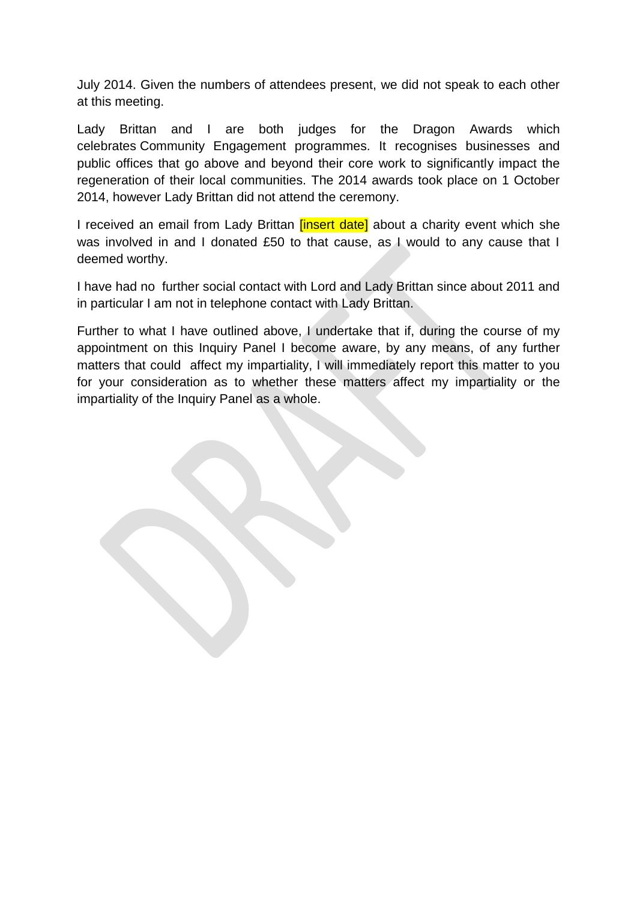July 2014. Given the numbers of attendees present, we did not speak to each other at this meeting.

Lady Brittan and I are both judges for the Dragon Awards which celebrates Community Engagement programmes. It recognises businesses and public offices that go above and beyond their core work to significantly impact the regeneration of their local communities. The 2014 awards took place on 1 October 2014, however Lady Brittan did not attend the ceremony.

I received an email from Lady Brittan [insert date] about a charity event which she was involved in and I donated £50 to that cause, as I would to any cause that I deemed worthy.

I have had no further social contact with Lord and Lady Brittan since about 2011 and in particular I am not in telephone contact with Lady Brittan.

Further to what I have outlined above, I undertake that if, during the course of my appointment on this Inquiry Panel I become aware, by any means, of any further matters that could affect my impartiality, I will immediately report this matter to you for your consideration as to whether these matters affect my impartiality or the impartiality of the Inquiry Panel as a whole.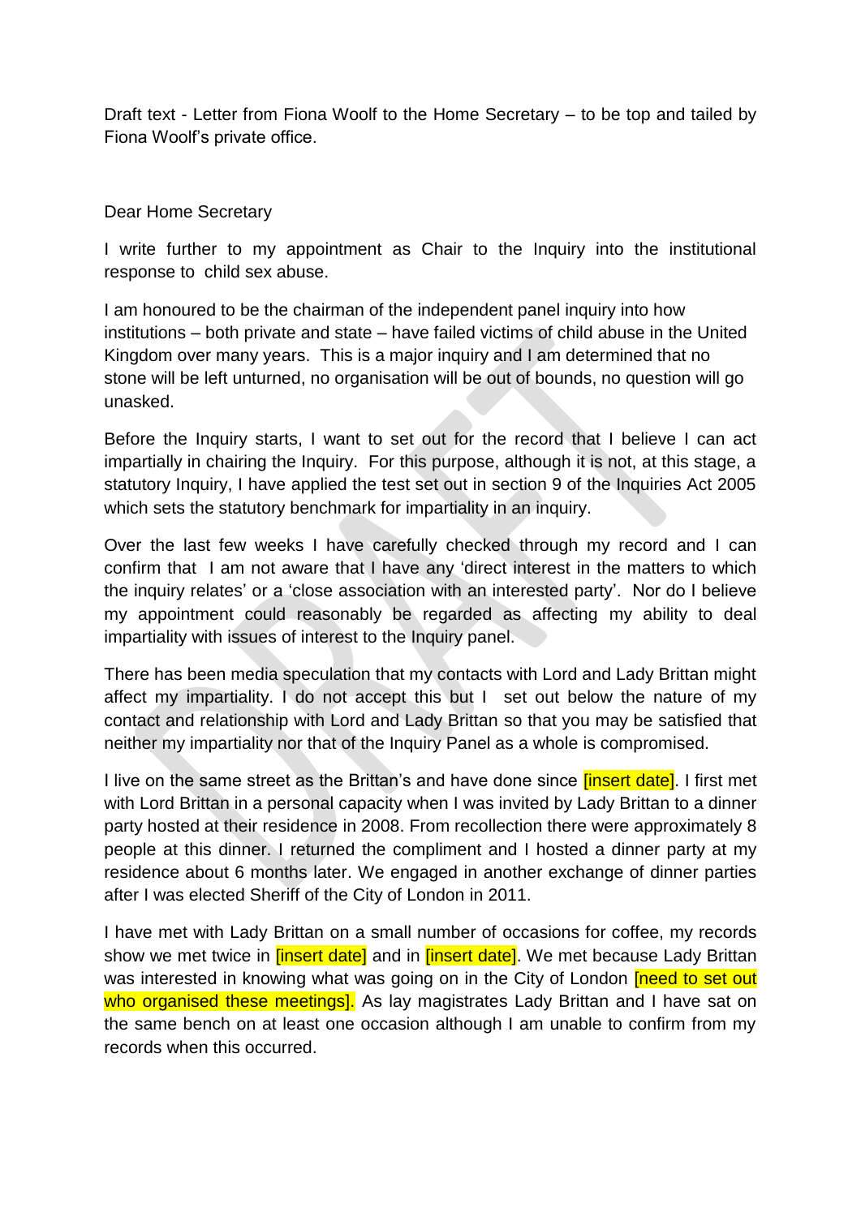Draft text - Letter from Fiona Woolf to the Home Secretary – to be top and tailed by Fiona Woolf's private office.

Dear Home Secretary

I write further to my appointment as Chair to the Inquiry into the institutional response to child sex abuse.

I am honoured to be the chairman of the independent panel inquiry into how institutions – both private and state – have failed victims of child abuse in the United Kingdom over many years. This is a major inquiry and I am determined that no stone will be left unturned, no organisation will be out of bounds, no question will go unasked.

Before the Inquiry starts, I want to set out for the record that I believe I can act impartially in chairing the Inquiry. For this purpose, although it is not, at this stage, a statutory Inquiry, I have applied the test set out in section 9 of the Inquiries Act 2005 which sets the statutory benchmark for impartiality in an inquiry.

Over the last few weeks I have carefully checked through my record and I can confirm that I am not aware that I have any 'direct interest in the matters to which the inquiry relates' or a 'close association with an interested party'. Nor do I believe my appointment could reasonably be regarded as affecting my ability to deal impartiality with issues of interest to the Inquiry panel.

There has been media speculation that my contacts with Lord and Lady Brittan might affect my impartiality. I do not accept this but I set out below the nature of my contact and relationship with Lord and Lady Brittan so that you may be satisfied that neither my impartiality nor that of the Inquiry Panel as a whole is compromised.

I live on the same street as the Brittan's and have done since [insert date]. I first met with Lord Brittan in a personal capacity when I was invited by Lady Brittan to a dinner party hosted at their residence in 2008. From recollection there were approximately 8 people at this dinner. I returned the compliment and I hosted a dinner party at my residence about 6 months later. We engaged in another exchange of dinner parties after I was elected Sheriff of the City of London in 2011.

I have met with Lady Brittan on a small number of occasions for coffee, my records show we met twice in [insert date] and in [insert date]. We met because Lady Brittan was interested in knowing what was going on in the City of London [need to set out who organised these meetings]. As lay magistrates Lady Brittan and I have sat on the same bench on at least one occasion although I am unable to confirm from my records when this occurred.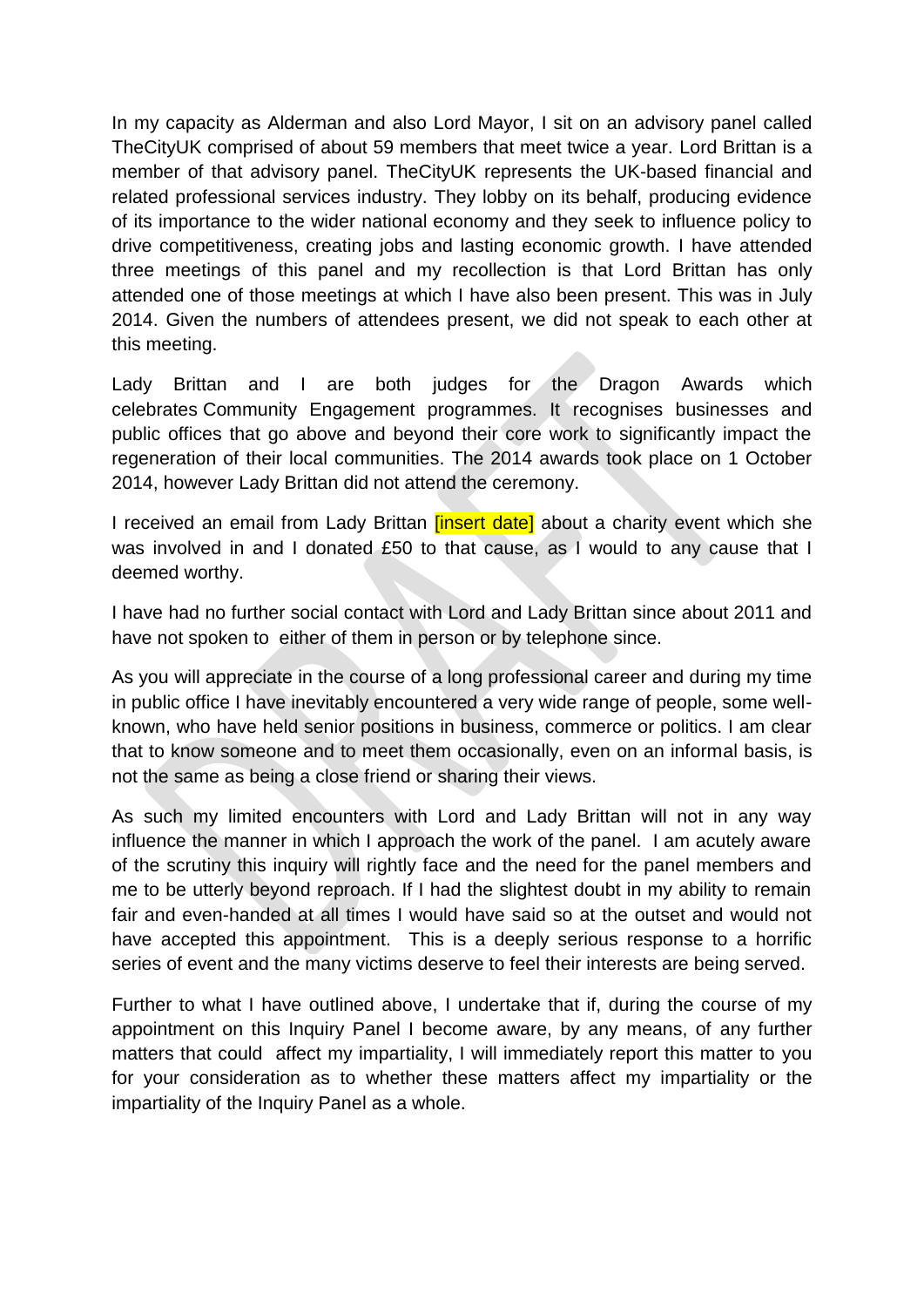In my capacity as Alderman and also Lord Mayor, I sit on an advisory panel called TheCityUK comprised of about 59 members that meet twice a year. Lord Brittan is a member of that advisory panel. TheCityUK represents the UK-based financial and related professional services industry. They lobby on its behalf, producing evidence of its importance to the wider national economy and they seek to influence policy to drive competitiveness, creating jobs and lasting economic growth. I have attended three meetings of this panel and my recollection is that Lord Brittan has only attended one of those meetings at which I have also been present. This was in July 2014. Given the numbers of attendees present, we did not speak to each other at this meeting.

Lady Brittan and I are both judges for the Dragon Awards which celebrates Community Engagement programmes. It recognises businesses and public offices that go above and beyond their core work to significantly impact the regeneration of their local communities. The 2014 awards took place on 1 October 2014, however Lady Brittan did not attend the ceremony.

I received an email from Lady Brittan [insert date] about a charity event which she was involved in and I donated £50 to that cause, as I would to any cause that I deemed worthy.

I have had no further social contact with Lord and Lady Brittan since about 2011 and have not spoken to either of them in person or by telephone since.

As you will appreciate in the course of a long professional career and during my time in public office I have inevitably encountered a very wide range of people, some well-known, who have held senior positions in business, commerce or politics. I am clear that to know someone and to meet them occasionally, even on an informal basis, is not the same as being a close friend or sharing their views.

As such my limited encounters with Lord and Lady Brittan will not in any way influence the manner in which I approach the work of the panel. I am acutely aware of the scrutiny this inquiry will rightly face and the need for the panel members and me to be utterly beyond reproach. If I had the slightest doubt in my ability to remain fair and even-handed at all times I would have said so at the outset and would not have accepted this appointment. This is a deeply serious response to a horrific series of event and the many victims deserve to feel their interests are being served.

Further to what I have outlined above, I undertake that if, during the course of my appointment on this Inquiry Panel I become aware, by any means, of any further matters that could affect my impartiality, I will immediately report this matter to you for your consideration as to whether these matters affect my impartiality or the impartiality of the Inquiry Panel as a whole.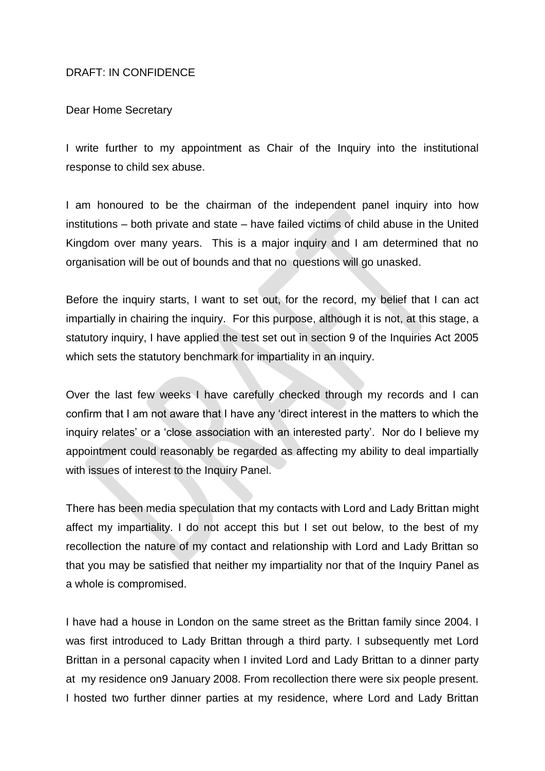DRAFT: IN CONFIDENCE

Dear Home Secretary

I write further to my appointment as Chair of the Inquiry into the institutional response to child sex abuse.

I am honoured to be the chairman of the independent panel inquiry into how institutions – both private and state – have failed victims of child abuse in the United Kingdom over many years. This is a major inquiry and I am determined that no organisation will be out of bounds and that no questions will go unasked.

Before the inquiry starts, I want to set out, for the record, my belief that I can act impartially in chairing the inquiry. For this purpose, although it is not, at this stage, a statutory inquiry, I have applied the test set out in section 9 of the Inquiries Act 2005 which sets the statutory benchmark for impartiality in an inquiry.

Over the last few weeks I have carefully checked through my records and I can confirm that I am not aware that I have any 'direct interest in the matters to which the inquiry relates' or a 'close association with an interested party'. Nor do I believe my appointment could reasonably be regarded as affecting my ability to deal impartially with issues of interest to the Inquiry Panel.

There has been media speculation that my contacts with Lord and Lady Brittan might affect my impartiality. I do not accept this but I set out below, to the best of my recollection the nature of my contact and relationship with Lord and Lady Brittan so that you may be satisfied that neither my impartiality nor that of the Inquiry Panel as a whole is compromised.

I have had a house in London on the same street as the Brittan family since 2004. I was first introduced to Lady Brittan through a third party. I subsequently met Lord Brittan in a personal capacity when I invited Lord and Lady Brittan to a dinner party at my residence on9 January 2008. From recollection there were six people present. I hosted two further dinner parties at my residence, where Lord and Lady Brittan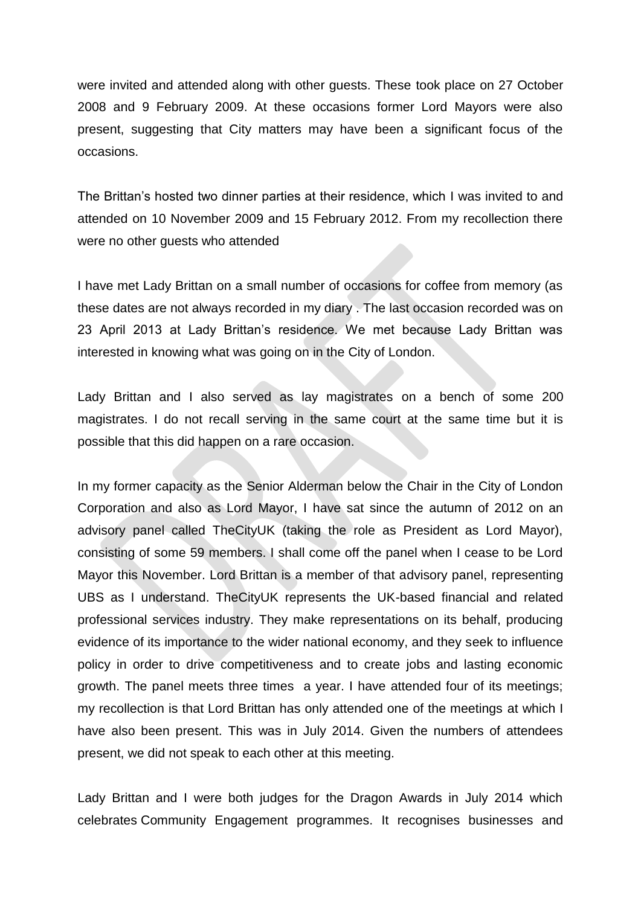were invited and attended along with other guests. These took place on 27 October 2008 and 9 February 2009. At these occasions former Lord Mayors were also present, suggesting that City matters may have been a significant focus of the occasions.

The Brittan's hosted two dinner parties at their residence, which I was invited to and attended on 10 November 2009 and 15 February 2012. From my recollection there were no other guests who attended

I have met Lady Brittan on a small number of occasions for coffee from memory (as these dates are not always recorded in my diary . The last occasion recorded was on 23 April 2013 at Lady Brittan's residence. We met because Lady Brittan was interested in knowing what was going on in the City of London.

Lady Brittan and I also served as lay magistrates on a bench of some 200 magistrates. I do not recall serving in the same court at the same time but it is possible that this did happen on a rare occasion.

In my former capacity as the Senior Alderman below the Chair in the City of London Corporation and also as Lord Mayor, I have sat since the autumn of 2012 on an advisory panel called TheCityUK (taking the role as President as Lord Mayor), consisting of some 59 members. I shall come off the panel when I cease to be Lord Mayor this November. Lord Brittan is a member of that advisory panel, representing UBS as I understand. TheCityUK represents the UK-based financial and related professional services industry. They make representations on its behalf, producing evidence of its importance to the wider national economy, and they seek to influence policy in order to drive competitiveness and to create jobs and lasting economic growth. The panel meets three times a year. I have attended four of its meetings; my recollection is that Lord Brittan has only attended one of the meetings at which I have also been present. This was in July 2014. Given the numbers of attendees present, we did not speak to each other at this meeting.

Lady Brittan and I were both judges for the Dragon Awards in July 2014 which celebrates Community Engagement programmes. It recognises businesses and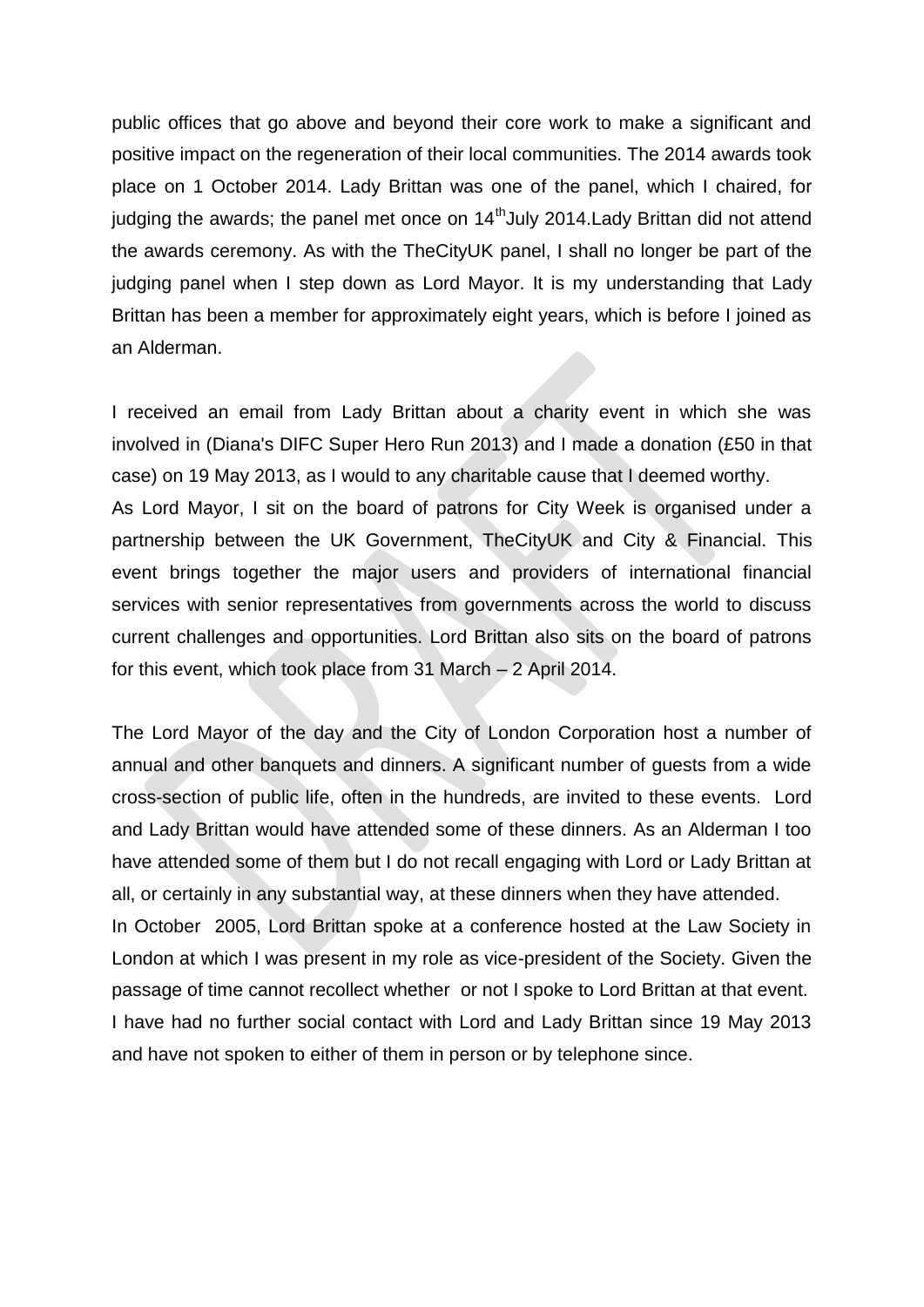public offices that go above and beyond their core work to make a significant and positive impact on the regeneration of their local communities. The 2014 awards took place on 1 October 2014. Lady Brittan was one of the panel, which I chaired, for judging the awards; the panel met once on 14th July 2014.Lady Brittan did not attend the awards ceremony. As with the TheCityUK panel, I shall no longer be part of the judging panel when I step down as Lord Mayor. It is my understanding that Lady Brittan has been a member for approximately eight years, which is before I joined as an Alderman.

I received an email from Lady Brittan about a charity event in which she was involved in (Diana's DIFC Super Hero Run 2013) and I made a donation (£50 in that case) on 19 May 2013, as I would to any charitable cause that I deemed worthy.

As Lord Mayor, I sit on the board of patrons for City Week is organised under a partnership between the UK Government, TheCityUK and City & Financial. This event brings together the major users and providers of international financial services with senior representatives from governments across the world to discuss current challenges and opportunities. Lord Brittan also sits on the board of patrons for this event, which took place from 31 March – 2 April 2014.

The Lord Mayor of the day and the City of London Corporation host a number of annual and other banquets and dinners. A significant number of guests from a wide cross-section of public life, often in the hundreds, are invited to these events. Lord and Lady Brittan would have attended some of these dinners. As an Alderman I too have attended some of them but I do not recall engaging with Lord or Lady Brittan at all, or certainly in any substantial way, at these dinners when they have attended.

In October 2005, Lord Brittan spoke at a conference hosted at the Law Society in London at which I was present in my role as vice-president of the Society. Given the passage of time cannot recollect whether or not I spoke to Lord Brittan at that event.

I have had no further social contact with Lord and Lady Brittan since 19 May 2013 and have not spoken to either of them in person or by telephone since.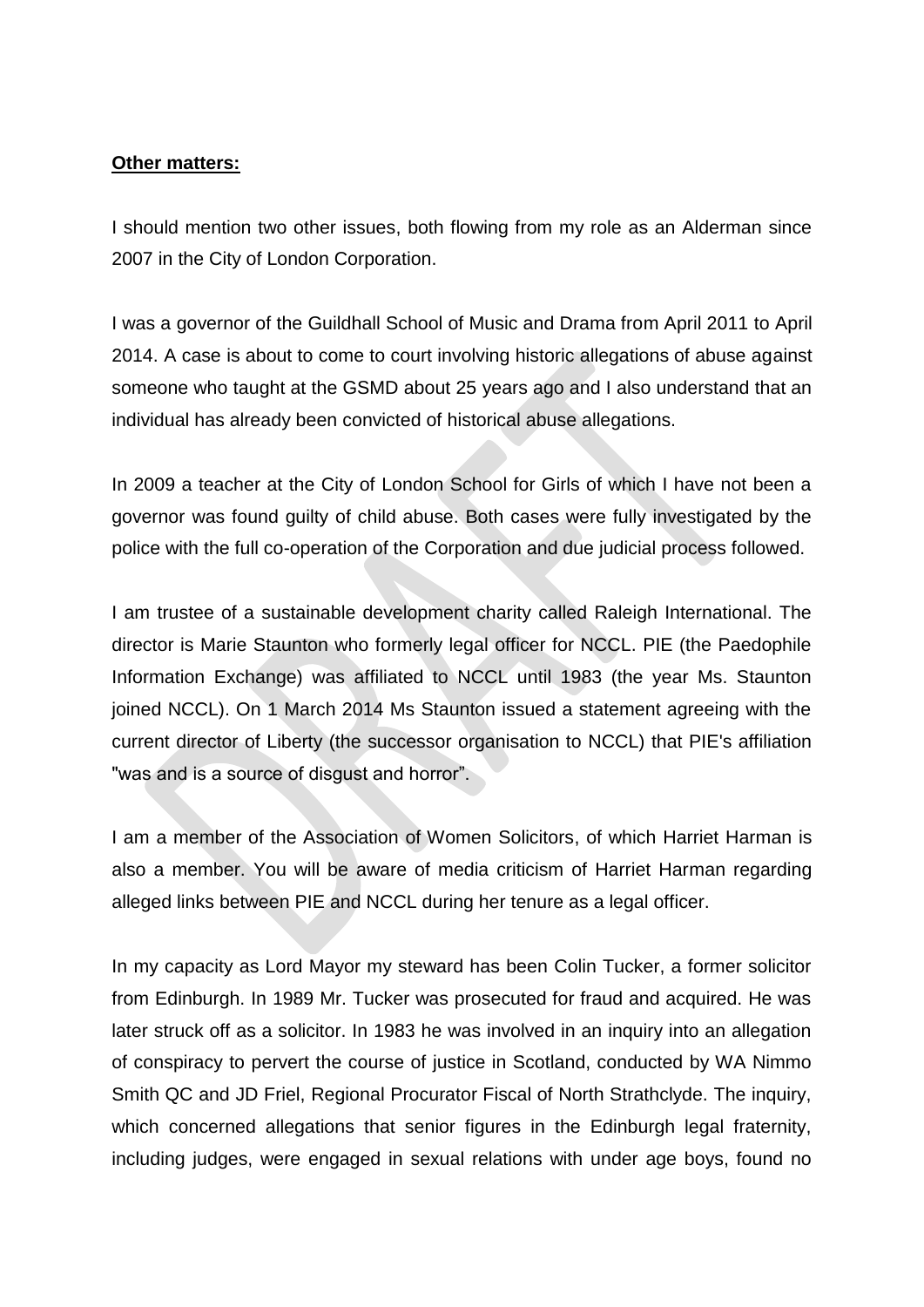**Other matters:**

I should mention two other issues, both flowing from my role as an Alderman since 2007 in the City of London Corporation.

I was a governor of the Guildhall School of Music and Drama from April 2011 to April 2014. A case is about to come to court involving historic allegations of abuse against someone who taught at the GSMD about 25 years ago and I also understand that an individual has already been convicted of historical abuse allegations.

In 2009 a teacher at the City of London School for Girls of which I have not been a governor was found guilty of child abuse. Both cases were fully investigated by the police with the full co-operation of the Corporation and due judicial process followed.

I am trustee of a sustainable development charity called Raleigh International. The director is Marie Staunton who formerly legal officer for NCCL. PIE (the Paedophile Information Exchange) was affiliated to NCCL until 1983 (the year Ms. Staunton joined NCCL). On 1 March 2014 Ms Staunton issued a statement agreeing with the current director of Liberty (the successor organisation to NCCL) that PIE's affiliation "was and is a source of disgust and horror".

I am a member of the Association of Women Solicitors, of which Harriet Harman is also a member. You will be aware of media criticism of Harriet Harman regarding alleged links between PIE and NCCL during her tenure as a legal officer.

In my capacity as Lord Mayor my steward has been Colin Tucker, a former solicitor from Edinburgh. In 1989 Mr. Tucker was prosecuted for fraud and acquired. He was later struck off as a solicitor. In 1983 he was involved in an inquiry into an allegation of conspiracy to pervert the course of justice in Scotland, conducted by WA Nimmo Smith QC and JD Friel, Regional Procurator Fiscal of North Strathclyde. The inquiry, which concerned allegations that senior figures in the Edinburgh legal fraternity, including judges, were engaged in sexual relations with under age boys, found no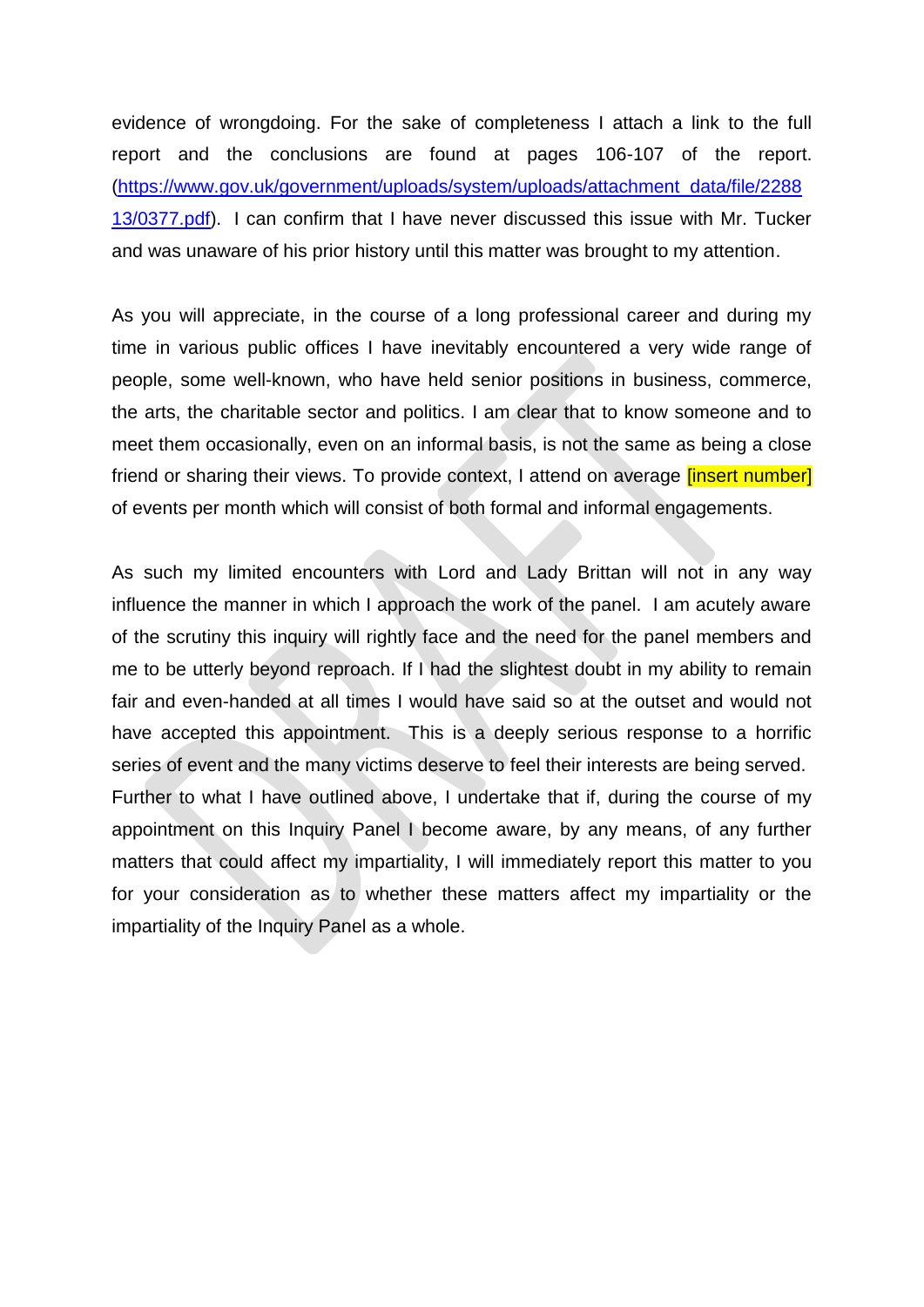evidence of wrongdoing. For the sake of completeness I attach a link to the full report and the conclusions are found at pages 106-107 of the report. (https://www.gov.uk/government/uploads/system/uploads/attachment_data/file/228813/0377.pdf). I can confirm that I have never discussed this issue with Mr. Tucker and was unaware of his prior history until this matter was brought to my attention.

As you will appreciate, in the course of a long professional career and during my time in various public offices I have inevitably encountered a very wide range of people, some well-known, who have held senior positions in business, commerce, the arts, the charitable sector and politics. I am clear that to know someone and to meet them occasionally, even on an informal basis, is not the same as being a close friend or sharing their views. To provide context, I attend on average [insert number] of events per month which will consist of both formal and informal engagements.

As such my limited encounters with Lord and Lady Brittan will not in any way influence the manner in which I approach the work of the panel. I am acutely aware of the scrutiny this inquiry will rightly face and the need for the panel members and me to be utterly beyond reproach. If I had the slightest doubt in my ability to remain fair and even-handed at all times I would have said so at the outset and would not have accepted this appointment. This is a deeply serious response to a horrific series of event and the many victims deserve to feel their interests are being served. Further to what I have outlined above, I undertake that if, during the course of my appointment on this Inquiry Panel I become aware, by any means, of any further matters that could affect my impartiality, I will immediately report this matter to you for your consideration as to whether these matters affect my impartiality or the impartiality of the Inquiry Panel as a whole.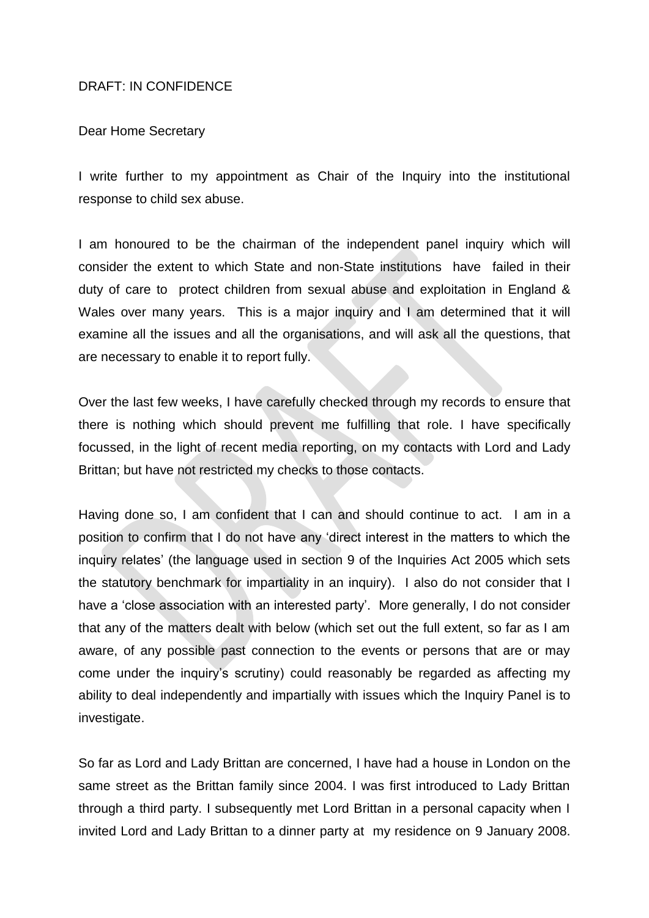DRAFT: IN CONFIDENCE

Dear Home Secretary

I write further to my appointment as Chair of the Inquiry into the institutional response to child sex abuse.

I am honoured to be the chairman of the independent panel inquiry which will consider the extent to which State and non-State institutions have failed in their duty of care to protect children from sexual abuse and exploitation in England & Wales over many years. This is a major inquiry and I am determined that it will examine all the issues and all the organisations, and will ask all the questions, that are necessary to enable it to report fully.

Over the last few weeks, I have carefully checked through my records to ensure that there is nothing which should prevent me fulfilling that role. I have specifically focussed, in the light of recent media reporting, on my contacts with Lord and Lady Brittan; but have not restricted my checks to those contacts.

Having done so, I am confident that I can and should continue to act. I am in a position to confirm that I do not have any 'direct interest in the matters to which the inquiry relates' (the language used in section 9 of the Inquiries Act 2005 which sets the statutory benchmark for impartiality in an inquiry). I also do not consider that I have a 'close association with an interested party'. More generally, I do not consider that any of the matters dealt with below (which set out the full extent, so far as I am aware, of any possible past connection to the events or persons that are or may come under the inquiry's scrutiny) could reasonably be regarded as affecting my ability to deal independently and impartially with issues which the Inquiry Panel is to investigate.

So far as Lord and Lady Brittan are concerned, I have had a house in London on the same street as the Brittan family since 2004. I was first introduced to Lady Brittan through a third party. I subsequently met Lord Brittan in a personal capacity when I invited Lord and Lady Brittan to a dinner party at my residence on 9 January 2008.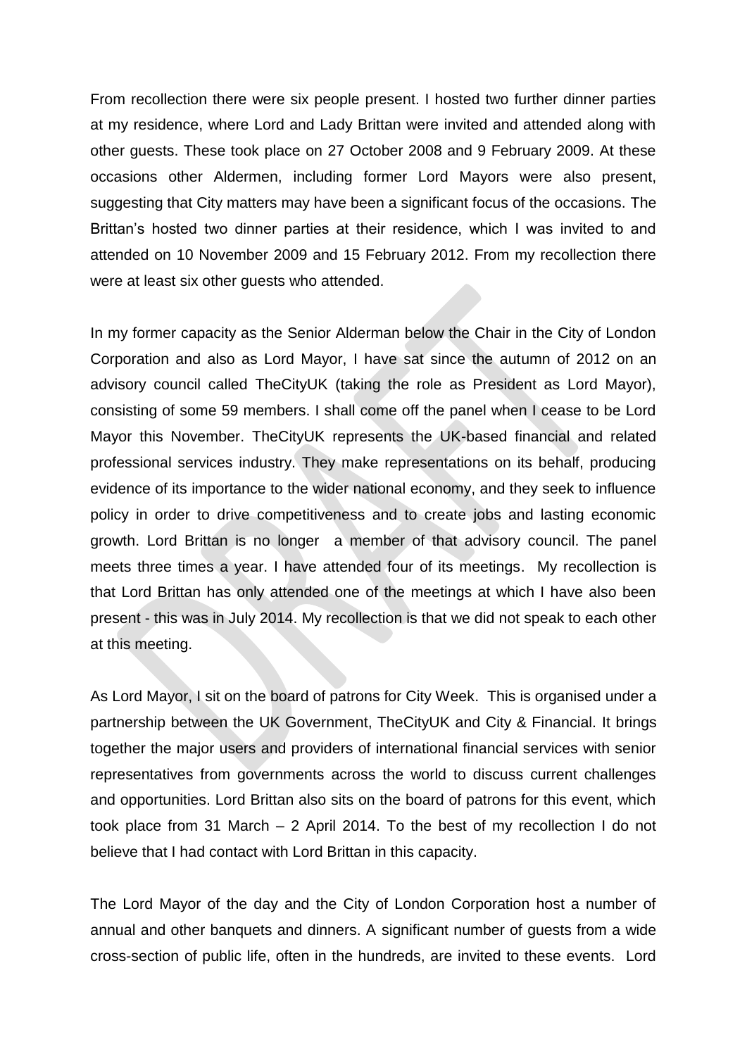From recollection there were six people present. I hosted two further dinner parties at my residence, where Lord and Lady Brittan were invited and attended along with other guests. These took place on 27 October 2008 and 9 February 2009. At these occasions other Aldermen, including former Lord Mayors were also present, suggesting that City matters may have been a significant focus of the occasions. The Brittan's hosted two dinner parties at their residence, which I was invited to and attended on 10 November 2009 and 15 February 2012. From my recollection there were at least six other guests who attended.

In my former capacity as the Senior Alderman below the Chair in the City of London Corporation and also as Lord Mayor, I have sat since the autumn of 2012 on an advisory council called TheCityUK (taking the role as President as Lord Mayor), consisting of some 59 members. I shall come off the panel when I cease to be Lord Mayor this November. TheCityUK represents the UK-based financial and related professional services industry. They make representations on its behalf, producing evidence of its importance to the wider national economy, and they seek to influence policy in order to drive competitiveness and to create jobs and lasting economic growth. Lord Brittan is no longer a member of that advisory council. The panel meets three times a year. I have attended four of its meetings. My recollection is that Lord Brittan has only attended one of the meetings at which I have also been present - this was in July 2014. My recollection is that we did not speak to each other at this meeting.

As Lord Mayor, I sit on the board of patrons for City Week. This is organised under a partnership between the UK Government, TheCityUK and City & Financial. It brings together the major users and providers of international financial services with senior representatives from governments across the world to discuss current challenges and opportunities. Lord Brittan also sits on the board of patrons for this event, which took place from 31 March – 2 April 2014. To the best of my recollection I do not believe that I had contact with Lord Brittan in this capacity.

The Lord Mayor of the day and the City of London Corporation host a number of annual and other banquets and dinners. A significant number of guests from a wide cross-section of public life, often in the hundreds, are invited to these events. Lord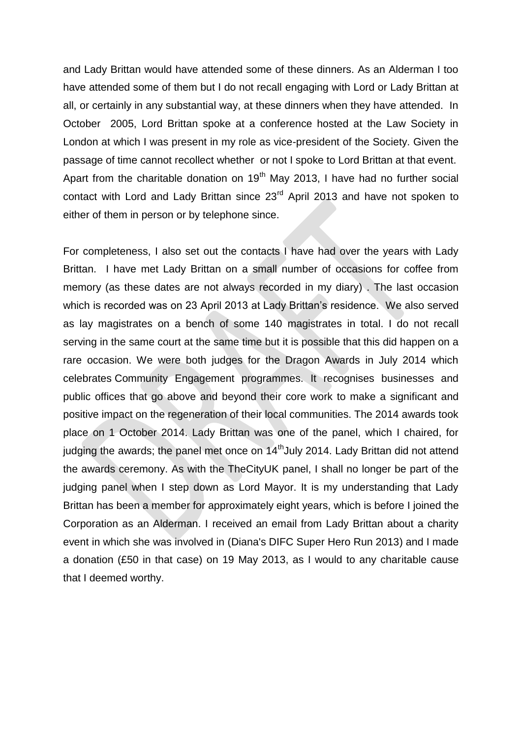and Lady Brittan would have attended some of these dinners. As an Alderman I too have attended some of them but I do not recall engaging with Lord or Lady Brittan at all, or certainly in any substantial way, at these dinners when they have attended. In October 2005, Lord Brittan spoke at a conference hosted at the Law Society in London at which I was present in my role as vice-president of the Society. Given the passage of time cannot recollect whether or not I spoke to Lord Brittan at that event. Apart from the charitable donation on 19th May 2013, I have had no further social contact with Lord and Lady Brittan since 23rd April 2013 and have not spoken to either of them in person or by telephone since.

For completeness, I also set out the contacts I have had over the years with Lady Brittan. I have met Lady Brittan on a small number of occasions for coffee from memory (as these dates are not always recorded in my diary) . The last occasion which is recorded was on 23 April 2013 at Lady Brittan's residence. We also served as lay magistrates on a bench of some 140 magistrates in total. I do not recall serving in the same court at the same time but it is possible that this did happen on a rare occasion. We were both judges for the Dragon Awards in July 2014 which celebrates Community Engagement programmes. It recognises businesses and public offices that go above and beyond their core work to make a significant and positive impact on the regeneration of their local communities. The 2014 awards took place on 1 October 2014. Lady Brittan was one of the panel, which I chaired, for judging the awards; the panel met once on 14th July 2014. Lady Brittan did not attend the awards ceremony. As with the TheCityUK panel, I shall no longer be part of the judging panel when I step down as Lord Mayor. It is my understanding that Lady Brittan has been a member for approximately eight years, which is before I joined the Corporation as an Alderman. I received an email from Lady Brittan about a charity event in which she was involved in (Diana's DIFC Super Hero Run 2013) and I made a donation (£50 in that case) on 19 May 2013, as I would to any charitable cause that I deemed worthy.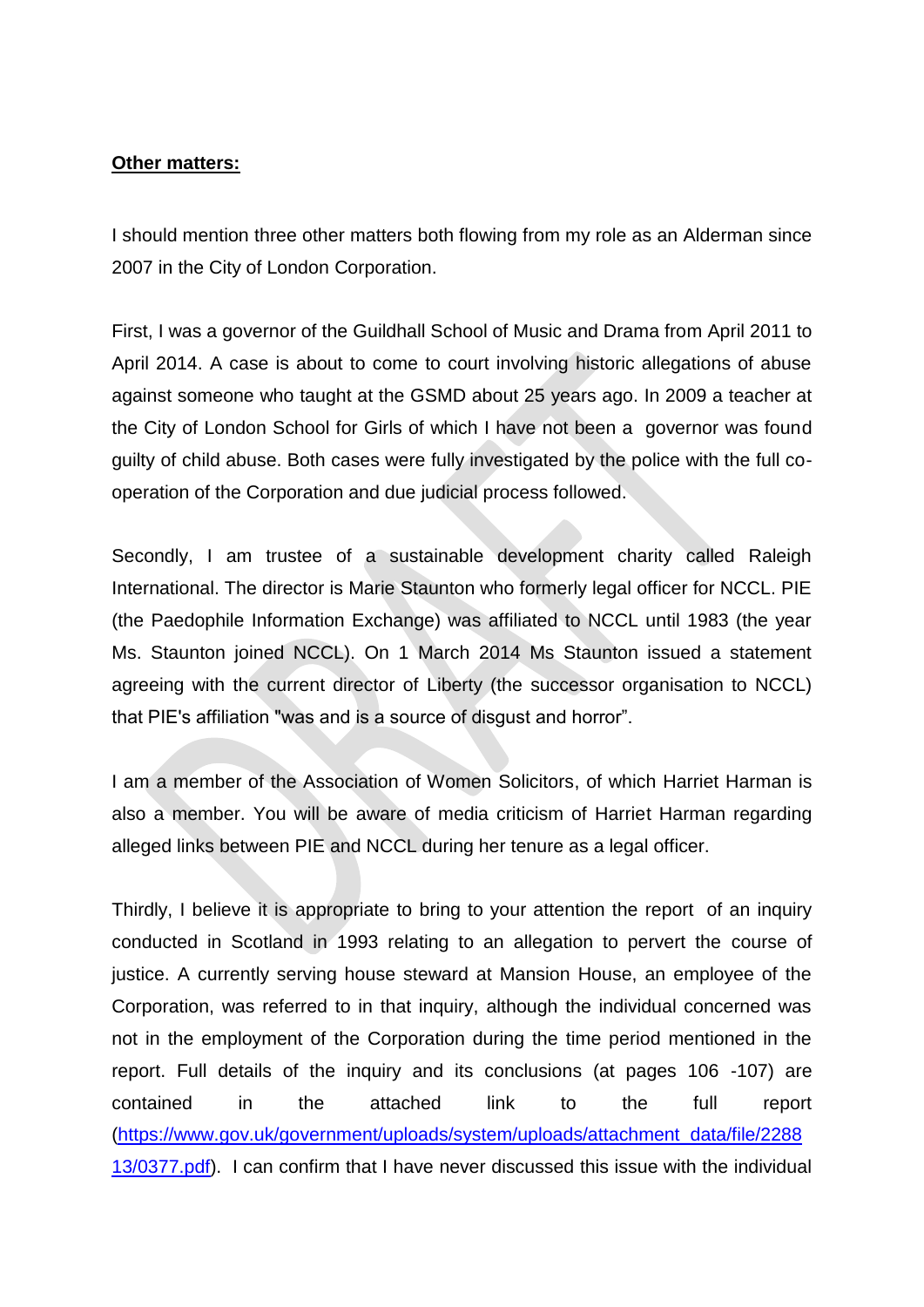**Other matters:**

I should mention three other matters both flowing from my role as an Alderman since 2007 in the City of London Corporation.

First, I was a governor of the Guildhall School of Music and Drama from April 2011 to April 2014. A case is about to come to court involving historic allegations of abuse against someone who taught at the GSMD about 25 years ago. In 2009 a teacher at the City of London School for Girls of which I have not been a governor was found guilty of child abuse. Both cases were fully investigated by the police with the full co-operation of the Corporation and due judicial process followed.

Secondly, I am trustee of a sustainable development charity called Raleigh International. The director is Marie Staunton who formerly legal officer for NCCL. PIE (the Paedophile Information Exchange) was affiliated to NCCL until 1983 (the year Ms. Staunton joined NCCL). On 1 March 2014 Ms Staunton issued a statement agreeing with the current director of Liberty (the successor organisation to NCCL) that PIE's affiliation "was and is a source of disgust and horror".

I am a member of the Association of Women Solicitors, of which Harriet Harman is also a member. You will be aware of media criticism of Harriet Harman regarding alleged links between PIE and NCCL during her tenure as a legal officer.

Thirdly, I believe it is appropriate to bring to your attention the report of an inquiry conducted in Scotland in 1993 relating to an allegation to pervert the course of justice. A currently serving house steward at Mansion House, an employee of the Corporation, was referred to in that inquiry, although the individual concerned was not in the employment of the Corporation during the time period mentioned in the report. Full details of the inquiry and its conclusions (at pages 106 -107) are contained in the attached link to the full report ([https://www.gov.uk/government/uploads/system/uploads/attachment_data/file/228813/0377.pdf](https://www.gov.uk/government/uploads/system/uploads/attachment_data/file/228813/0377.pdf)). I can confirm that I have never discussed this issue with the individual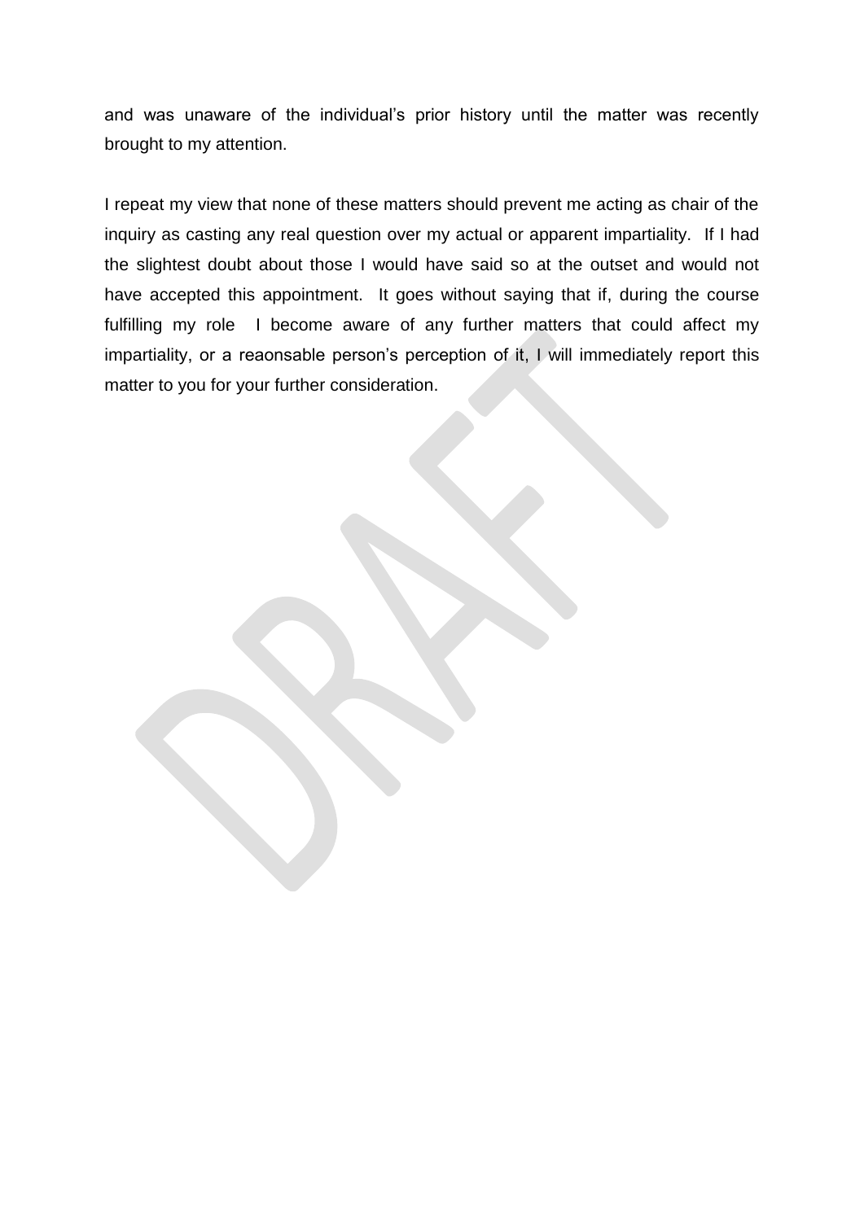and was unaware of the individual's prior history until the matter was recently brought to my attention.

I repeat my view that none of these matters should prevent me acting as chair of the inquiry as casting any real question over my actual or apparent impartiality. If I had the slightest doubt about those I would have said so at the outset and would not have accepted this appointment. It goes without saying that if, during the course fulfilling my role I become aware of any further matters that could affect my impartiality, or a reaonsable person's perception of it, I will immediately report this matter to you for your further consideration.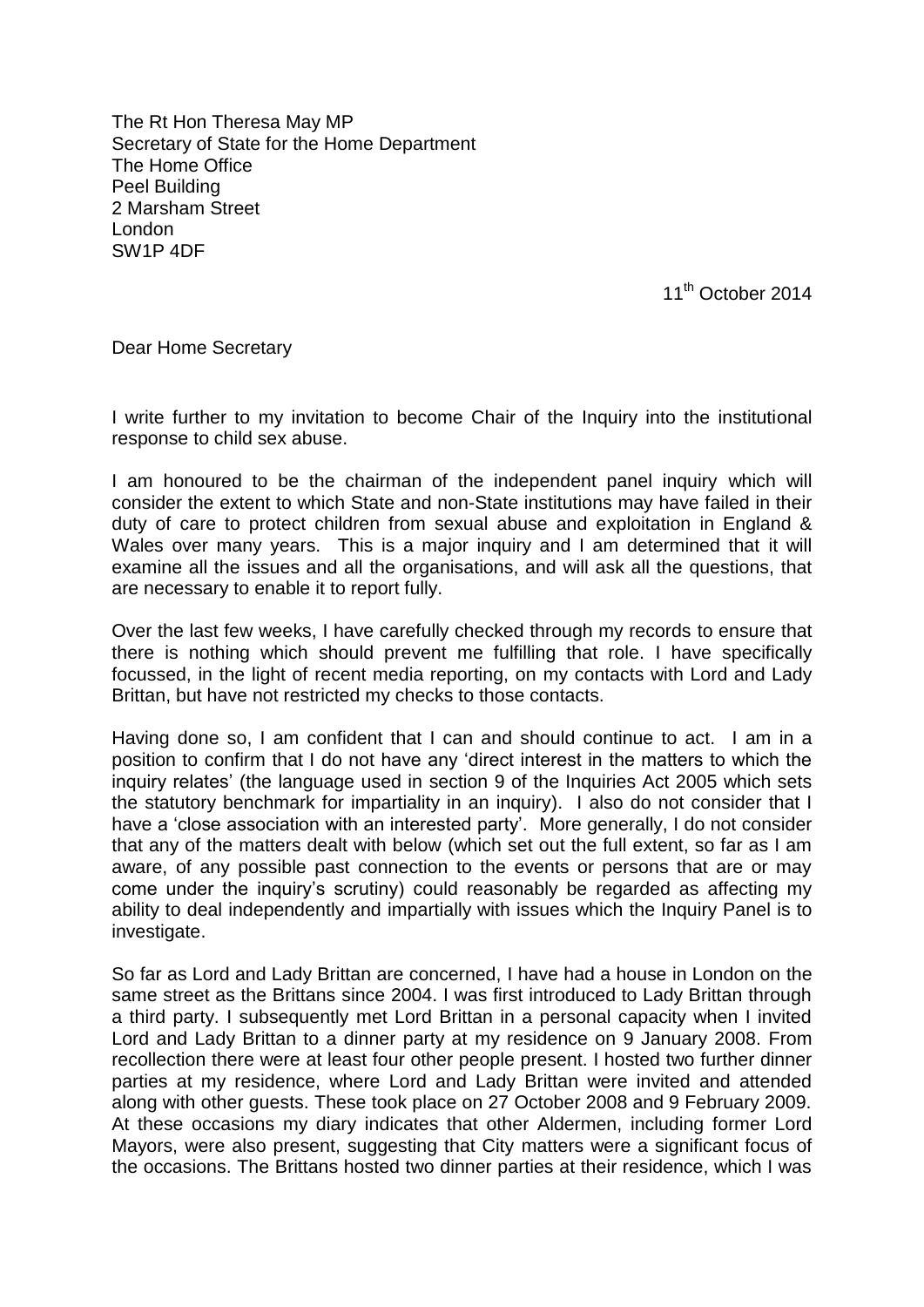The Rt Hon Theresa May MP
Secretary of State for the Home Department
The Home Office
Peel Building
2 Marsham Street
London
SW1P 4DF

11th October 2014

Dear Home Secretary

I write further to my invitation to become Chair of the Inquiry into the institutional response to child sex abuse.

I am honoured to be the chairman of the independent panel inquiry which will consider the extent to which State and non-State institutions may have failed in their duty of care to protect children from sexual abuse and exploitation in England & Wales over many years. This is a major inquiry and I am determined that it will examine all the issues and all the organisations, and will ask all the questions, that are necessary to enable it to report fully.

Over the last few weeks, I have carefully checked through my records to ensure that there is nothing which should prevent me fulfilling that role. I have specifically focussed, in the light of recent media reporting, on my contacts with Lord and Lady Brittan, but have not restricted my checks to those contacts.

Having done so, I am confident that I can and should continue to act. I am in a position to confirm that I do not have any 'direct interest in the matters to which the inquiry relates' (the language used in section 9 of the Inquiries Act 2005 which sets the statutory benchmark for impartiality in an inquiry). I also do not consider that I have a 'close association with an interested party'. More generally, I do not consider that any of the matters dealt with below (which set out the full extent, so far as I am aware, of any possible past connection to the events or persons that are or may come under the inquiry's scrutiny) could reasonably be regarded as affecting my ability to deal independently and impartially with issues which the Inquiry Panel is to investigate.

So far as Lord and Lady Brittan are concerned, I have had a house in London on the same street as the Brittans since 2004. I was first introduced to Lady Brittan through a third party. I subsequently met Lord Brittan in a personal capacity when I invited Lord and Lady Brittan to a dinner party at my residence on 9 January 2008. From recollection there were at least four other people present. I hosted two further dinner parties at my residence, where Lord and Lady Brittan were invited and attended along with other guests. These took place on 27 October 2008 and 9 February 2009. At these occasions my diary indicates that other Aldermen, including former Lord Mayors, were also present, suggesting that City matters were a significant focus of the occasions. The Brittans hosted two dinner parties at their residence, which I was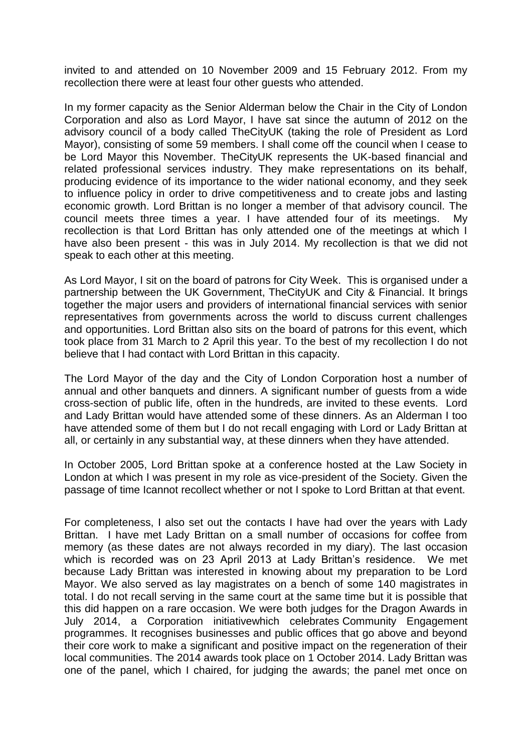invited to and attended on 10 November 2009 and 15 February 2012. From my recollection there were at least four other guests who attended.

In my former capacity as the Senior Alderman below the Chair in the City of London Corporation and also as Lord Mayor, I have sat since the autumn of 2012 on the advisory council of a body called TheCityUK (taking the role of President as Lord Mayor), consisting of some 59 members. I shall come off the council when I cease to be Lord Mayor this November. TheCityUK represents the UK-based financial and related professional services industry. They make representations on its behalf, producing evidence of its importance to the wider national economy, and they seek to influence policy in order to drive competitiveness and to create jobs and lasting economic growth. Lord Brittan is no longer a member of that advisory council. The council meets three times a year. I have attended four of its meetings. My recollection is that Lord Brittan has only attended one of the meetings at which I have also been present - this was in July 2014. My recollection is that we did not speak to each other at this meeting.

As Lord Mayor, I sit on the board of patrons for City Week. This is organised under a partnership between the UK Government, TheCityUK and City & Financial. It brings together the major users and providers of international financial services with senior representatives from governments across the world to discuss current challenges and opportunities. Lord Brittan also sits on the board of patrons for this event, which took place from 31 March to 2 April this year. To the best of my recollection I do not believe that I had contact with Lord Brittan in this capacity.

The Lord Mayor of the day and the City of London Corporation host a number of annual and other banquets and dinners. A significant number of guests from a wide cross-section of public life, often in the hundreds, are invited to these events. Lord and Lady Brittan would have attended some of these dinners. As an Alderman I too have attended some of them but I do not recall engaging with Lord or Lady Brittan at all, or certainly in any substantial way, at these dinners when they have attended.

In October 2005, Lord Brittan spoke at a conference hosted at the Law Society in London at which I was present in my role as vice-president of the Society. Given the passage of time Icannot recollect whether or not I spoke to Lord Brittan at that event.

For completeness, I also set out the contacts I have had over the years with Lady Brittan. I have met Lady Brittan on a small number of occasions for coffee from memory (as these dates are not always recorded in my diary). The last occasion which is recorded was on 23 April 2013 at Lady Brittan's residence. We met because Lady Brittan was interested in knowing about my preparation to be Lord Mayor. We also served as lay magistrates on a bench of some 140 magistrates in total. I do not recall serving in the same court at the same time but it is possible that this did happen on a rare occasion. We were both judges for the Dragon Awards in July 2014, a Corporation initiativewhich celebrates Community Engagement programmes. It recognises businesses and public offices that go above and beyond their core work to make a significant and positive impact on the regeneration of their local communities. The 2014 awards took place on 1 October 2014. Lady Brittan was one of the panel, which I chaired, for judging the awards; the panel met once on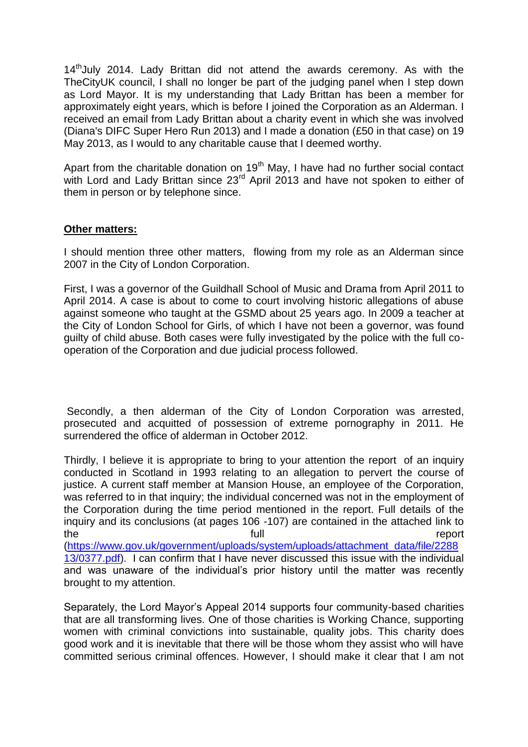14th July 2014. Lady Brittan did not attend the awards ceremony. As with the TheCityUK council, I shall no longer be part of the judging panel when I step down as Lord Mayor. It is my understanding that Lady Brittan has been a member for approximately eight years, which is before I joined the Corporation as an Alderman. I received an email from Lady Brittan about a charity event in which she was involved (Diana's DIFC Super Hero Run 2013) and I made a donation (£50 in that case) on 19 May 2013, as I would to any charitable cause that I deemed worthy.

Apart from the charitable donation on 19th May, I have had no further social contact with Lord and Lady Brittan since 23rd April 2013 and have not spoken to either of them in person or by telephone since.

**Other matters:**

I should mention three other matters, flowing from my role as an Alderman since 2007 in the City of London Corporation.

First, I was a governor of the Guildhall School of Music and Drama from April 2011 to April 2014. A case is about to come to court involving historic allegations of abuse against someone who taught at the GSMD about 25 years ago. In 2009 a teacher at the City of London School for Girls, of which I have not been a governor, was found guilty of child abuse. Both cases were fully investigated by the police with the full co-operation of the Corporation and due judicial process followed.

Secondly, a then alderman of the City of London Corporation was arrested, prosecuted and acquitted of possession of extreme pornography in 2011. He surrendered the office of alderman in October 2012.

Thirdly, I believe it is appropriate to bring to your attention the report of an inquiry conducted in Scotland in 1993 relating to an allegation to pervert the course of justice. A current staff member at Mansion House, an employee of the Corporation, was referred to in that inquiry; the individual concerned was not in the employment of the Corporation during the time period mentioned in the report. Full details of the inquiry and its conclusions (at pages 106 -107) are contained in the attached link to the full report (https://www.gov.uk/government/uploads/system/uploads/attachment_data/file/228813/0377.pdf). I can confirm that I have never discussed this issue with the individual and was unaware of the individual's prior history until the matter was recently brought to my attention.

Separately, the Lord Mayor's Appeal 2014 supports four community-based charities that are all transforming lives. One of those charities is Working Chance, supporting women with criminal convictions into sustainable, quality jobs. This charity does good work and it is inevitable that there will be those whom they assist who will have committed serious criminal offences. However, I should make it clear that I am not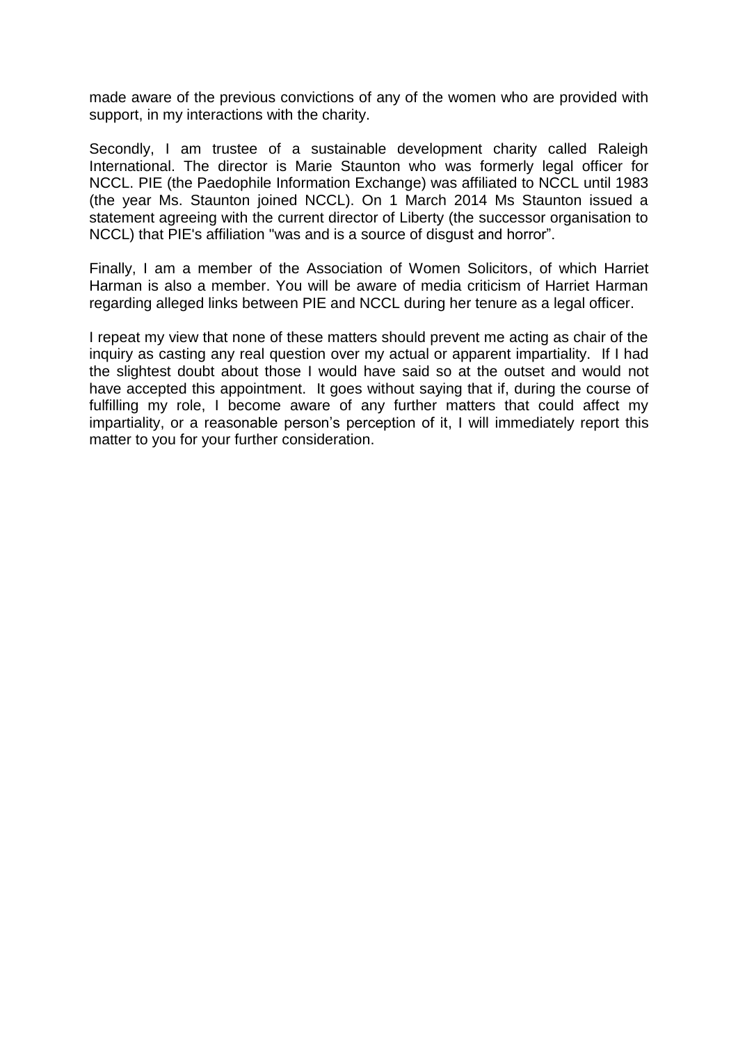made aware of the previous convictions of any of the women who are provided with support, in my interactions with the charity.

Secondly, I am trustee of a sustainable development charity called Raleigh International. The director is Marie Staunton who was formerly legal officer for NCCL. PIE (the Paedophile Information Exchange) was affiliated to NCCL until 1983 (the year Ms. Staunton joined NCCL). On 1 March 2014 Ms Staunton issued a statement agreeing with the current director of Liberty (the successor organisation to NCCL) that PIE's affiliation "was and is a source of disgust and horror".

Finally, I am a member of the Association of Women Solicitors, of which Harriet Harman is also a member. You will be aware of media criticism of Harriet Harman regarding alleged links between PIE and NCCL during her tenure as a legal officer.

I repeat my view that none of these matters should prevent me acting as chair of the inquiry as casting any real question over my actual or apparent impartiality. If I had the slightest doubt about those I would have said so at the outset and would not have accepted this appointment. It goes without saying that if, during the course of fulfilling my role, I become aware of any further matters that could affect my impartiality, or a reasonable person's perception of it, I will immediately report this matter to you for your further consideration.